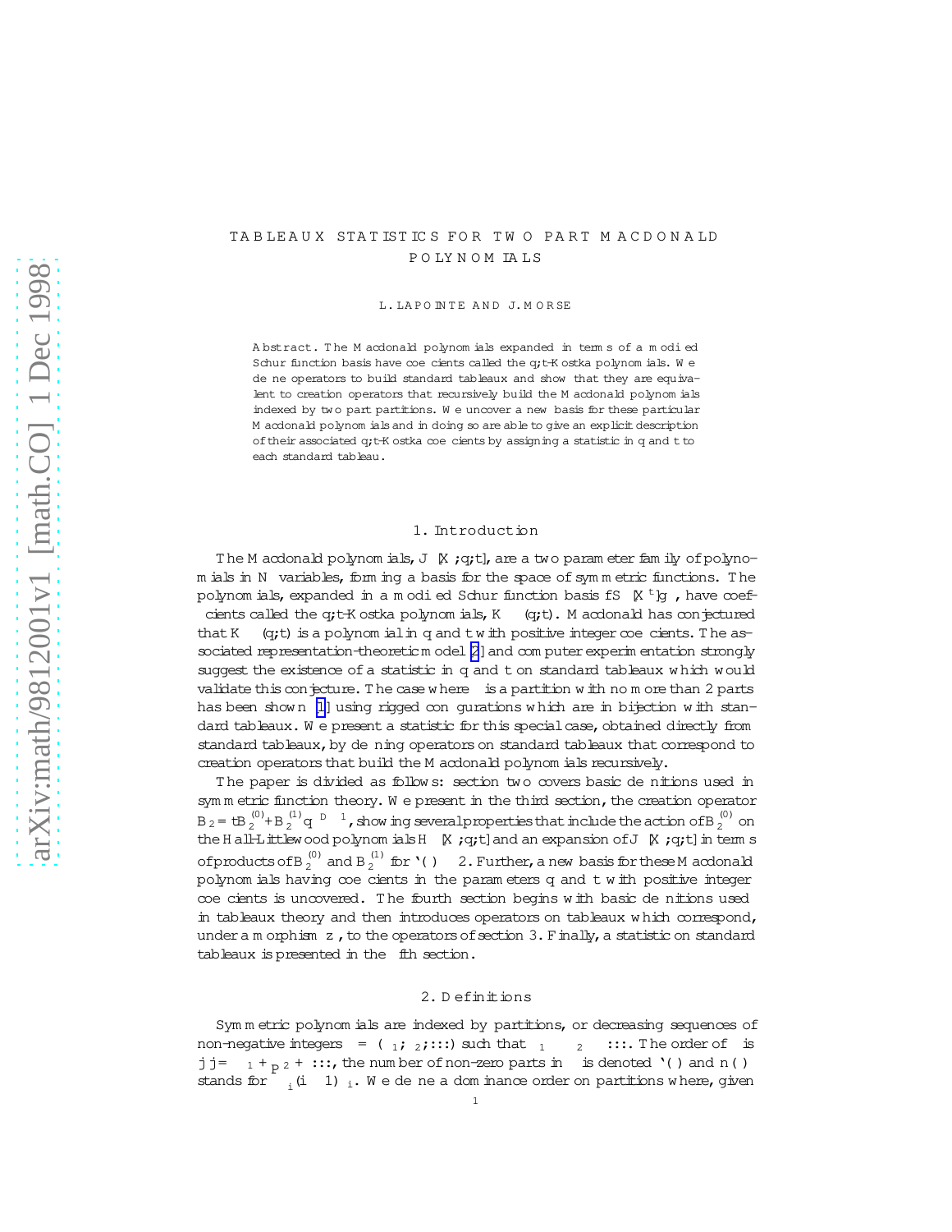# TABLEAUX STATISTICS FOR TWO PART MACDONALD POLYNOMIALS

L. LAPOINTE AND J. MORSE

Abstract. The Macdonald polynomials expanded in terms of a modified Schur function basis have coefficients called the $q,t$-Kostka polynomials. We define operators to build standard tableaux and show that they are equivalent to creation operators that recursively build the Macdonald polynomials indexed by two part partitions. We uncover a new basis for these particular Macdonald polynomials and in doing so are able to give an explicit description of their associated $q,t$-Kostka coefficients by assigning a statistic in $q$ and $t$ to each standard tableau.

## 1. Introduction

The Macdonald polynomials, $J_\mu[X;q,t]$, are a two parameter family of polynomials in $N$ variables, forming a basis for the space of symmetric functions. The polynomials, expanded in a modified Schur function basis $\{S_\lambda[X^t]\}_\lambda$, have coefficients called the $q,t$-Kostka polynomials, $K_{\lambda\mu}(q,t)$. Macdonald has conjectured that $K_{\lambda\mu}(q,t)$ is a polynomial in $q$ and $t$ with positive integer coefficients. The associated representation-theoretic model [2] and computer experimentation strongly suggest the existence of a statistic in $q$ and $t$ on standard tableaux which would validate this conjecture. The case where $\mu$ is a partition with no more than 2 parts has been shown [1] using rigged configurations which are in bijection with standard tableaux. We present a statistic for this special case, obtained directly from standard tableaux, by defining operators on standard tableaux that correspond to creation operators that build the Macdonald polynomials recursively.

The paper is divided as follows: section two covers basic definitions used in symmetric function theory. We present in the third section, the creation operator $B_2 = tB_2^{(0)} + B_2^{(1)} q^{D-1}$, showing several properties that include the action of $B_2^{(0)}$ on the Hall-Littlewood polynomials $H_\mu[X;q,t]$ and an expansion of $J_\mu[X;q,t]$ in terms of products of $B_2^{(0)}$ and $B_2^{(1)}$ for $\ell(\mu) \leq 2$. Further, a new basis for these Macdonald polynomials having coefficients in the parameters $q$ and $t$ with positive integer coefficients is uncovered. The fourth section begins with basic definitions used in tableaux theory and then introduces operators on tableaux which correspond, under a morphism $z$, to the operators of section 3. Finally, a statistic on standard tableaux is presented in the fifth section.

## 2. Definitions

Symmetric polynomials are indexed by partitions, or decreasing sequences of non-negative integers $\lambda = (\lambda_1, \lambda_2, \ldots)$ such that $\lambda_1 \geq \lambda_2 \geq \ldots$. The order of $\lambda$ is $|\lambda| = \lambda_1 + \lambda_2 + \ldots$, the number of non-zero parts in $\lambda$ is denoted $\ell(\lambda)$ and $n(\lambda)$ stands for $\sum_i (i-1)\lambda_i$. We define a dominance order on partitions where, given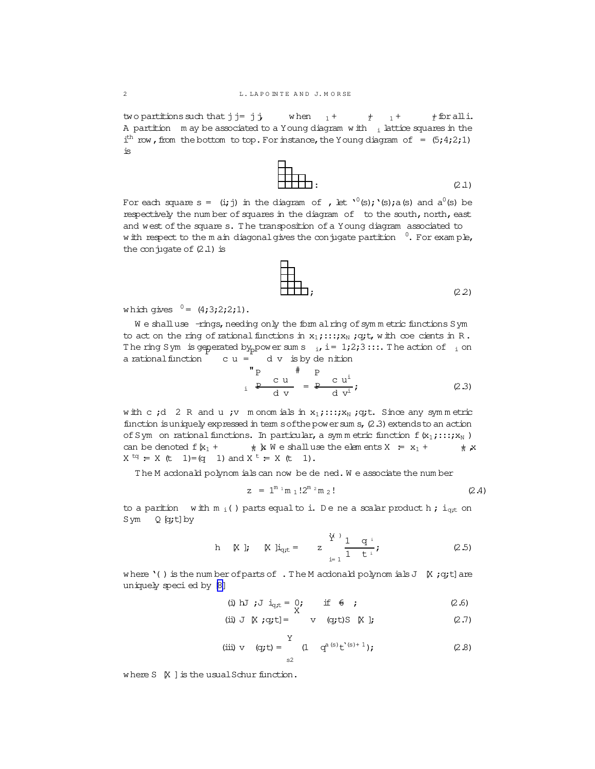two partitions such that $|\lambda| = |\mu|$, $\lambda \geq \mu$ when $\lambda_1 + \cdots + \lambda_i \geq \mu_1 + \cdots + \mu_i$ for all $i$. A partition $\lambda$ may be associated to a Young diagram with $\lambda_i$ lattice squares in the $i^{th}$ row, from the bottom to top. For instance, the Young diagram of $\lambda = (5,4,2,1)$ is

$$\text{(Young diagram of } (5,4,2,1)\text{)} . \tag{2.1}$$

For each square $s = (i,j)$ in the diagram of $\lambda$, let $\ell'(s), \ell(s), a(s)$ and $a'(s)$ be respectively the number of squares in the diagram of $\lambda$ to the south, north, east and west of the square $s$. The transposition of a Young diagram associated to $\lambda$ with respect to the main diagonal gives the conjugate partition $\lambda'$. For example, the conjugate of (2.1) is

$$\text{(Young diagram of } (4,3,2,2,1)\text{)} , \tag{2.2}$$

which gives $\lambda' = (4,3,2,2,1)$.

We shall use $\lambda$-rings, needing only the formal ring of symmetric functions Sym to act on the ring of rational functions in $x_1, \ldots, x_N, q, t$, with coefficients in $\mathbb{R}$. The ring Sym is generated by power sums $p_i$, $i = 1, 2, 3 \ldots$. The action of $p_i$ on a rational function $\sum_\alpha c_\alpha u_\alpha / \sum_\beta d_\beta v_\beta$ is by definition

$$p_i \left[ \frac{\sum_\alpha c_\alpha u_\alpha}{\sum_\beta d_\beta v_\beta} \right] = \frac{\sum_\alpha c_\alpha u_\alpha^i}{\sum_\beta d_\beta v_\beta^i} , \tag{2.3}$$

with $c_\alpha, d_\beta \in \mathbb{R}$ and $u_\alpha, v_\beta$ monomials in $x_1, \ldots, x_N, q, t$. Since any symmetric function is uniquely expressed in terms of the power sums, (2.3) extends to an action of Sym on rational functions. In particular, a symmetric function $f(x_1, \ldots, x_N)$ can be denoted $f[x_1 + \cdots + x_N]$. We shall use the elements $X := x_1 + \cdots + x_N$, $X^{tq} := X(t-1)/(q-1)$ and $X^t := X(t-1)$.

The Macdonald polynomials can now be defined. We associate the number

$$z_\lambda = 1^{m_1} m_1! \, 2^{m_2} m_2! \cdots \tag{2.4}$$

to a parition $\lambda$ with $m_i(\lambda)$ parts equal to $i$. Define a scalar product $\langle \, , \, \rangle_{q,t}$ on $\text{Sym} \otimes \mathbb{Q}[q,t]$ by

$$\langle p_\lambda[X], p_\mu[X] \rangle_{q,t} = \delta_{\lambda\mu} z_\lambda \prod_{i=1}^{\ell(\lambda)} \frac{1-q^{\lambda_i}}{1-t^{\lambda_i}} , \tag{2.5}$$

where $\ell(\lambda)$ is the number of parts of $\lambda$. The Macdonald polynomials $J_\lambda[X; q, t]$ are uniquely specified by [8]

$$\text{(i) } \langle J_\lambda, J_\mu \rangle_{q,t} = 0, \quad \text{if } \lambda \neq \mu ; \tag{2.6}$$

$$\text{(ii) } J_\lambda[X; q, t] = \sum_{\mu \leq \lambda} v_{\lambda\mu}(q,t) S_\mu[X] ; \tag{2.7}$$

$$\text{(iii) } v_{\lambda\lambda}(q,t) = \prod_{s \in \lambda} (1 - q^{a(s)} t^{\ell(s)+1}) ; \tag{2.8}$$

where $S_\lambda[X]$ is the usual Schur function.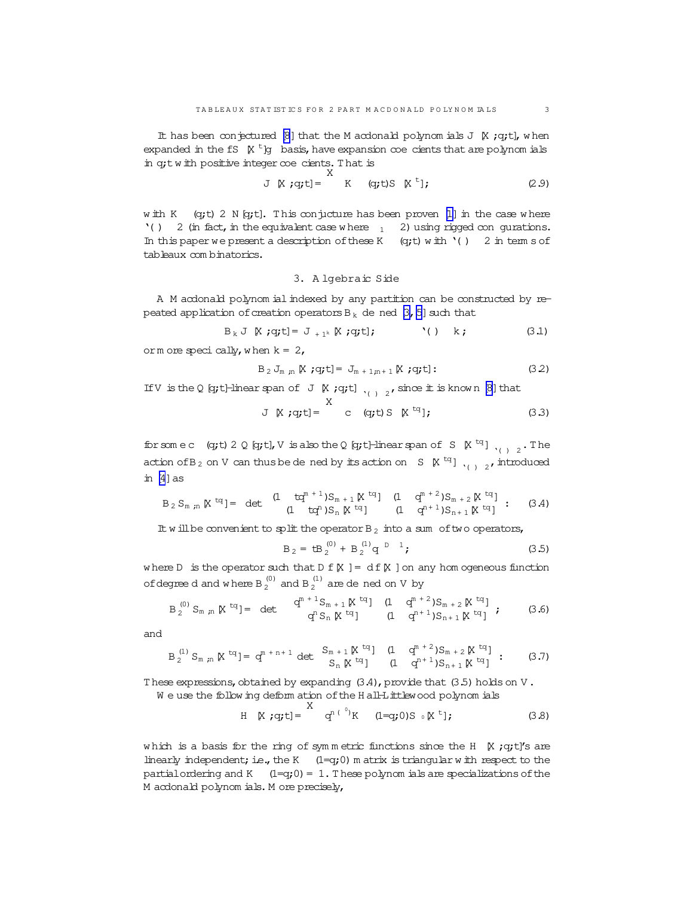It has been conjectured [8] that the Macdonald polynomials $J_\mu[X;q,t]$, when expanded in the $\{S_\lambda[X^t]\}$ basis, have expansion coefficients that are polynomials in $q,t$ with positive integer coefficients. That is

$$J_\mu[X;q,t] = \sum_\lambda K_{\lambda\mu}(q,t) S_\lambda[X^t], \tag{2.9}$$

with $K_{\lambda\mu}(q,t) \in \mathbb{N}[q,t]$. This conjucture has been proven [1] in the case where $\ell(\mu) \leq 2$ (in fact, in the equivalent case where $\mu_1 \leq 2$) using rigged configurations. In this paper we present a description of these $K_{\lambda\mu}(q,t)$ with $\ell(\mu) \leq 2$ in terms of tableaux combinatorics.

## 3. Algebraic Side

A Macdonald polynomial indexed by any partition can be constructed by repeated application of creation operators $B_k$ defined [3, 5] such that

$$B_k J_\mu[X;q,t] = J_{\mu+1^k}[X;q,t]; \qquad \ell(\mu) \leq k; \tag{3.1}$$

or more specifically, when $k=2$,

$$B_2 J_{m,n}[X;q,t] = J_{m+1,n+1}[X;q,t]. \tag{3.2}$$

If $V$ is the $\mathbb{Q}[q,t]$-linear span of $\{J_\mu[X;q,t]\}_{\ell(\mu)\leq 2}$, since it is known [8] that

$$J_\mu[X;q,t] = \sum_\lambda c_{\lambda\mu}(q,t) S_\lambda[X^{tq}], \tag{3.3}$$

for some $c_{\lambda\mu}(q,t) \in \mathbb{Q}[q,t]$, $V$ is also the $\mathbb{Q}[q,t]$-linear span of $\{S_\lambda[X^{tq}]\}_{\ell(\lambda)\leq 2}$. The action of $B_2$ on $V$ can thus be defined by its action on $\{S_\lambda[X^{tq}]\}_{\ell(\lambda)\leq 2}$, introduced in [4] as

$$B_2 S_{m,n}[X^{tq}] = \det \begin{pmatrix} (1-tq^{m+1})S_{m+1}[X^{tq}] & (1-q^{m+2})S_{m+2}[X^{tq}] \\ (1-tq^n)S_n[X^{tq}] & (1-q^{n+1})S_{n+1}[X^{tq}] \end{pmatrix}. \tag{3.4}$$

It will be convenient to split the operator $B_2$ into a sum of two operators,

$$B_2 = tB_2^{(0)} + B_2^{(1)} q^{-D-1}, \tag{3.5}$$

where $D$ is the operator such that $D f[X] = d\, f[X]$ on any homogeneous function of degree $d$ and where $B_2^{(0)}$ and $B_2^{(1)}$ are defined on $V$ by

$$B_2^{(0)} S_{m,n}[X^{tq}] = -\det \begin{pmatrix} q^{m+1}S_{m+1}[X^{tq}] & (1-q^{m+2})S_{m+2}[X^{tq}] \\ q^n S_n[X^{tq}] & (1-q^{n+1})S_{n+1}[X^{tq}] \end{pmatrix}, \tag{3.6}$$

and

$$B_2^{(1)} S_{m,n}[X^{tq}] = q^{m+n+1} \det \begin{pmatrix} S_{m+1}[X^{tq}] & (1-q^{m+2})S_{m+2}[X^{tq}] \\ S_n[X^{tq}] & (1-q^{n+1})S_{n+1}[X^{tq}] \end{pmatrix}. \tag{3.7}$$

These expressions, obtained by expanding (3.4), provide that (3.5) holds on $V$.

We use the following deformation of the Hall-Littlewood polynomials

$$H_\mu[X;q,t] = \sum_\lambda q^{n(\mu')} K_{\lambda\mu}(1/q,0) S_\lambda[X^t], \tag{3.8}$$

which is a basis for the ring of symmetric functions since the $H_\mu[X;q,t]$'s are linearly independent; i.e., the $K_{\lambda\mu}(1/q,0)$ matrix is triangular with respect to the partial ordering and $K_{\mu\mu}(1/q,0) = 1$. These polynomials are specializations of the Macdonald polynomials. More precisely,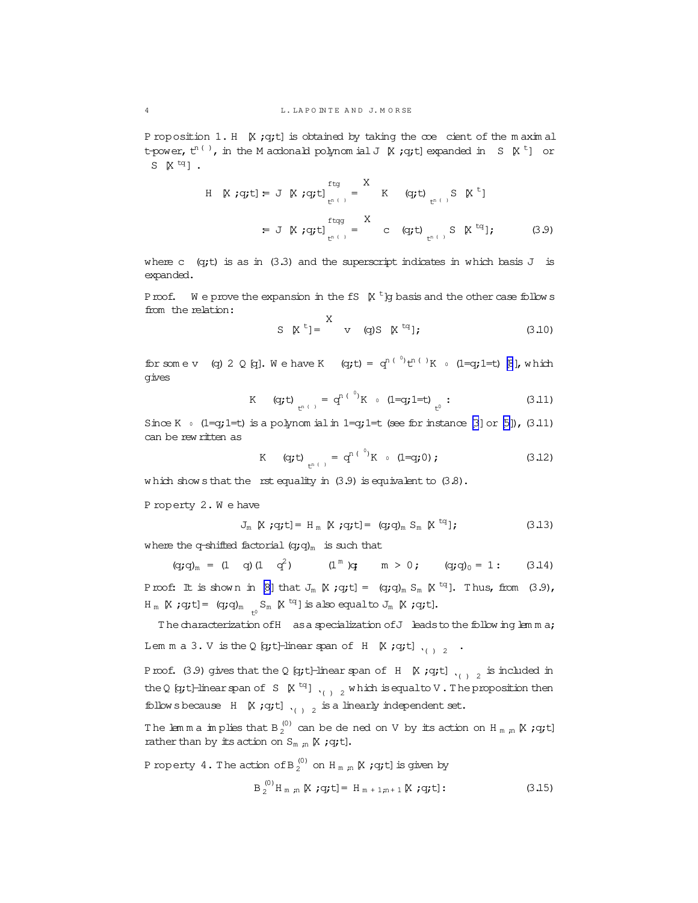**Proposition 1.** $H_\lambda[X;q;t]$ is obtained by taking the coefficient of the maximal $t$-power, $t^{n(\lambda)}$, in the Macdonald polynomial $J_\lambda[X;q;t]$ expanded in $S_\mu[X^t]$ or $S_\mu[X^{tq}]$.

$$H_\lambda[X;q;t] := J_\lambda[X;q;t]\Big|_{t^{n(\lambda)}}^{\{t\}} = \sum_\mu K_{\mu\lambda}(q;t)\Big|_{t^{n(\lambda)}} S_\mu[X^t]$$

$$:= J_\lambda[X;q;t]\Big|_{t^{n(\lambda)}}^{\{tq\}} = \sum_\mu c_{\mu\lambda}(q;t)\Big|_{t^{n(\lambda)}} S_\mu[X^{tq}]; \qquad (3.9)$$

where $c_{\mu\lambda}(q;t)$ is as in (3.3) and the superscript indicates in which basis $J_\lambda$ is expanded.

*Proof.* We prove the expansion in the $\{S_\mu[X^t]\}$ basis and the other case follows from the relation:

$$S_\lambda[X^t] = \sum_\mu v_{\lambda\mu}(q) S_\mu[X^{tq}]; \qquad (3.10)$$

for some $v_{\lambda\mu}(q) \in \mathbb{Q}[q]$. We have $K_{\mu\lambda}(q;t) = q^{n(\lambda')}t^{n(\lambda)}K_{\mu\lambda'}(1/q;1/t)$ [8], which gives

$$K_{\mu\lambda}(q;t)\Big|_{t^{n(\lambda)}} = q^{n(\lambda')}K_{\mu\lambda'}(1/q;1/t)\Big|_{t^0}. \qquad (3.11)$$

Since $K_{\mu\lambda'}(1/q;1/t)$ is a polynomial in $1/q;1/t$ (see for instance [3] or [5]), (3.11) can be rewritten as

$$K_{\mu\lambda}(q;t)\Big|_{t^{n(\lambda)}} = q^{n(\lambda')}K_{\mu\lambda'}(1/q;0); \qquad (3.12)$$

which shows that the first equality in (3.9) is equivalent to (3.8).

**Property 2.** We have

$$J_m[X;q;t] = H_m[X;q;t] = (q;q)_m S_m[X^{tq}]; \qquad (3.13)$$

where the $q$-shifted factorial $(q;q)_m$ is such that

$$(q;q)_m = (1-q)(1-q^2)\cdots(1-q^m), \quad m>0; \qquad (q;q)_0 = 1. \qquad (3.14)$$

*Proof:* It is shown in [8] that $J_m[X;q;t] = (q;q)_m S_m[X^{tq}]$. Thus, from (3.9), $H_m[X;q;t] = (q;q)_m \big|_{t^0} S_m[X^{tq}]$ is also equal to $J_m[X;q;t]$.

The characterization of $H_\lambda$ as a specialization of $J_\lambda$ leads to the following lemma;

**Lemma 3.** $V$ is the $\mathbb{Q}[q;t]$-linear span of $\{H_\lambda[X;q;t]\}_{\ell(\lambda)\leq 2}$.

*Proof.* (3.9) gives that the $\mathbb{Q}[q;t]$-linear span of $\{H_\lambda[X;q;t]\}_{\ell(\lambda)\leq 2}$ is included in the $\mathbb{Q}[q;t]$-linear span of $\{S_\lambda[X^{tq}]\}_{\ell(\lambda)\leq 2}$ which is equal to $V$. The proposition then follows because $\{H_\lambda[X;q;t]\}_{\ell(\lambda)\leq 2}$ is a linearly independent set.

The lemma implies that $B_2^{(0)}$ can be defined on $V$ by its action on $H_{m,n}[X;q;t]$ rather than by its action on $S_{m,n}[X;q;t]$.

**Property 4.** The action of $B_2^{(0)}$ on $H_{m,n}[X;q;t]$ is given by

$$B_2^{(0)} H_{m,n}[X;q;t] = H_{m+1,n+1}[X;q;t]. \qquad (3.15)$$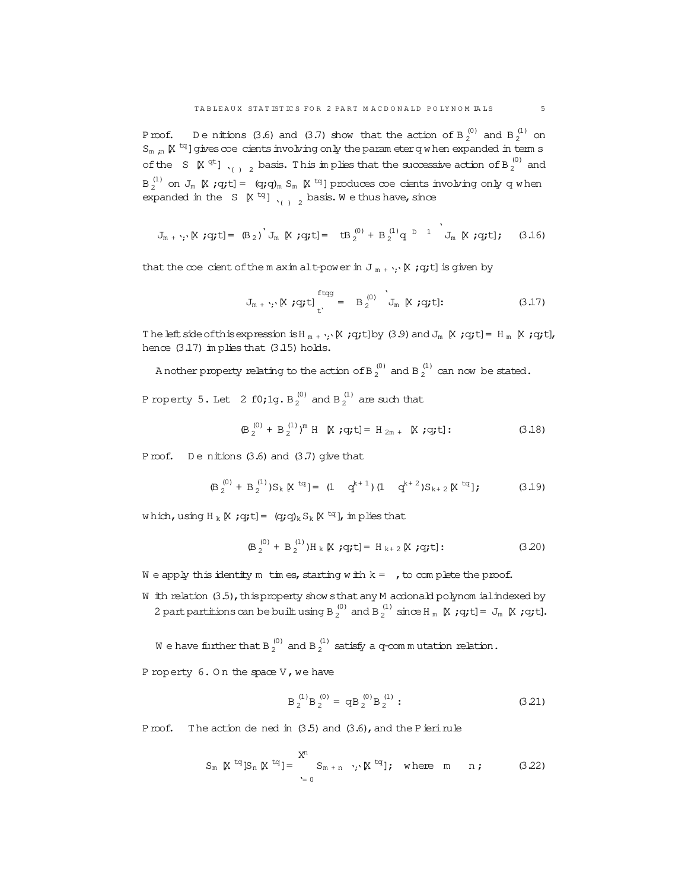*Proof.* Definitions (3.6) and (3.7) show that the action of $B_2^{(0)}$ and $B_2^{(1)}$ on $S_{m,n}[X^{tq}]$ gives coefficients involving only the parameter $q$ when expanded in terms of the $\{S_\lambda[X^{qt}]\}_{\ell(\lambda)\le 2}$ basis. This implies that the successive action of $B_2^{(0)}$ and $B_2^{(1)}$ on $J_m[X;q,t] = (q;q)_m S_m[X^{tq}]$ produces coefficients involving only $q$ when expanded in the $\{S_\lambda[X^{tq}]\}_{\ell(\lambda)\le 2}$ basis. We thus have, since

$$J_{m+\ell,\ell}[X;q,t] = (B_2)^\ell J_m[X;q,t] = \left(tB_2^{(0)} + B_2^{(1)} q^{D-1}\right)^\ell J_m[X;q,t]; \qquad (3.16)$$

that the coefficient of the maximal $t$-power in $J_{m+\ell,\ell}[X;q,t]$ is given by

$$J_{m+\ell,\ell}[X;q,t]\Big|_{t^\ell}^{\{tq\}} = \left(B_2^{(0)}\right)^\ell J_m[X;q,t]. \qquad (3.17)$$

The left side of this expression is $H_{m+\ell,\ell}[X;q,t]$ by (3.9) and $J_m[X;q,t] = H_m[X;q,t]$, hence (3.17) implies that (3.15) holds.

Another property relating to the action of $B_2^{(0)}$ and $B_2^{(1)}$ can now be stated.

**Property 5.** *Let $\epsilon \in \{0,1\}$. $B_2^{(0)}$ and $B_2^{(1)}$ are such that*

$$(B_2^{(0)} + B_2^{(1)})^m H_\epsilon[X;q,t] = H_{2m+\epsilon}[X;q,t]. \qquad (3.18)$$

*Proof.* Definitions (3.6) and (3.7) give that

$$(B_2^{(0)} + B_2^{(1)}) S_k[X^{tq}] = (1-q^{k+1})(1-q^{k+2}) S_{k+2}[X^{tq}], \qquad (3.19)$$

which, using $H_k[X;q,t] = (q;q)_k S_k[X^{tq}]$, implies that

$$(B_2^{(0)} + B_2^{(1)}) H_k[X;q,t] = H_{k+2}[X;q,t]. \qquad (3.20)$$

We apply this identity $m$ times, starting with $k=\epsilon$, to complete the proof.

With relation (3.5), this property shows that any Macdonald polynomial indexed by 2 part partitions can be built using $B_2^{(0)}$ and $B_2^{(1)}$ since $H_m[X;q,t] = J_m[X;q,t]$.

We have further that $B_2^{(0)}$ and $B_2^{(1)}$ satisfy a $q$-commutation relation.

**Property 6.** *On the space $V$, we have*

$$B_2^{(1)} B_2^{(0)} = q B_2^{(0)} B_2^{(1)}. \qquad (3.21)$$

*Proof.* The action defined in (3.5) and (3.6), and the Pieri rule

$$S_m[X^{tq}] S_n[X^{tq}] = \sum_{\ell=0}^{n} S_{m+n-\ell,\ell}[X^{tq}], \quad \text{where } m \ge n, \qquad (3.22)$$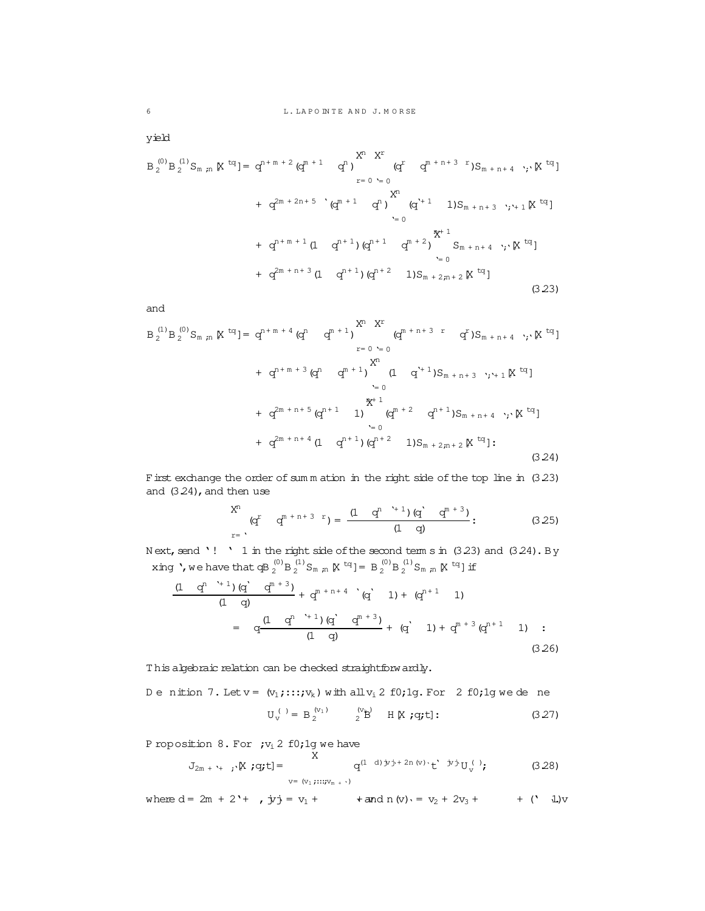yield

$$
\begin{aligned}
B_2^{(0)}B_2^{(1)}S_{m,n}[X^{tq}] &= q^{n+m+2}(q^{m+1}-q^n)\sum_{r=0}^{n}\sum_{\ell=0}^{r}(q^r-q^{m+n+3-r})S_{m+n+4-\ell,\ell}[X^{tq}] \\
&+ q^{2m+2n+5-\ell}(q^{m+1}-q^n)\sum_{\ell=0}^{n}(q^{\ell+1}-1)S_{m+n+3-\ell,\ell+1}[X^{tq}] \\
&+ q^{n+m+1}(1-q^{n+1})(q^{n+1}-q^{m+2})\sum_{\ell=0}^{n+1}S_{m+n+4-\ell,\ell}[X^{tq}] \\
&+ q^{2m+n+3}(1-q^{n+1})(q^{n+2}-1)S_{m+2,n+2}[X^{tq}]
\end{aligned}
\tag{3.23}
$$

and

$$
\begin{aligned}
B_2^{(1)}B_2^{(0)}S_{m,n}[X^{tq}] &= q^{n+m+4}(q^n-q^{m+1})\sum_{r=0}^{n}\sum_{\ell=0}^{r}(q^{m+n+3-r}-q^r)S_{m+n+4-\ell,\ell}[X^{tq}] \\
&+ q^{n+m+3}(q^n-q^{m+1})\sum_{\ell=0}^{n}(1-q^{\ell+1})S_{m+n+3-\ell,\ell+1}[X^{tq}] \\
&+ q^{2m+n+5}(q^{n+1}-1)\sum_{\ell=0}^{n+1}(q^{m+2}-q^{n+1})S_{m+n+4-\ell,\ell}[X^{tq}] \\
&+ q^{2m+n+4}(1-q^{n+1})(q^{n+2}-1)S_{m+2,n+2}[X^{tq}].
\end{aligned}
\tag{3.24}
$$

First exchange the order of summation in the right side of the top line in (3.23) and (3.24), and then use

$$
\sum_{r=\ell}^{n}(q^r-q^{m+n+3-r}) = \frac{(1-q^{n-\ell+1})(q^\ell-q^{m+3})}{(1-q)}. \tag{3.25}
$$

Next, send $\ell \to \ell-1$ in the right side of the second terms in (3.23) and (3.24). By fixing $\ell$, we have that $qB_2^{(0)}B_2^{(1)}S_{m,n}[X^{tq}] = B_2^{(0)}B_2^{(1)}S_{m,n}[X^{tq}]$ if

$$
\begin{aligned}
&\frac{(1-q^{n-\ell+1})(q^\ell-q^{m+3})}{(1-q)} + q^{m+n+4-\ell}(q^\ell-1) + (q^{n+1}-1) \\
&\quad = -q\left(\frac{(1-q^{n-\ell+1})(q^\ell-q^{m+3})}{(1-q)} + (q^\ell-1) + q^{m+3}(q^{n+1}-1)\right).
\end{aligned}
\tag{3.26}
$$

This algebraic relation can be checked straightforwardly.

**Definition 7.** Let $v=(v_1,\ldots,v_k)$ with all $v_i\in\{0,1\}$. For $\epsilon\in\{0,1\}$ we define

$$
U_v^{(\epsilon)} = B_2^{(v_1)}\cdots B_2^{(v_k)}H^{\epsilon}[X;q,t]. \tag{3.27}
$$

**Proposition 8.** For $\epsilon, v_i\in\{0,1\}$ we have

$$
J_{2m+\ell+\epsilon,\ell}[X;q,t] = \sum_{v=(v_1,\ldots,v_{m+\ell})} q^{(1-d)|v|+2n(v)_\ell}\, t^{\ell-|v|}\, U_v^{(\epsilon)}, \tag{3.28}
$$

where $d=2m+2\ell+\epsilon$, $|v|=v_1+\cdots+$ and $n(v)_\ell = v_2+2v_3+\cdots+(\ell-1)v$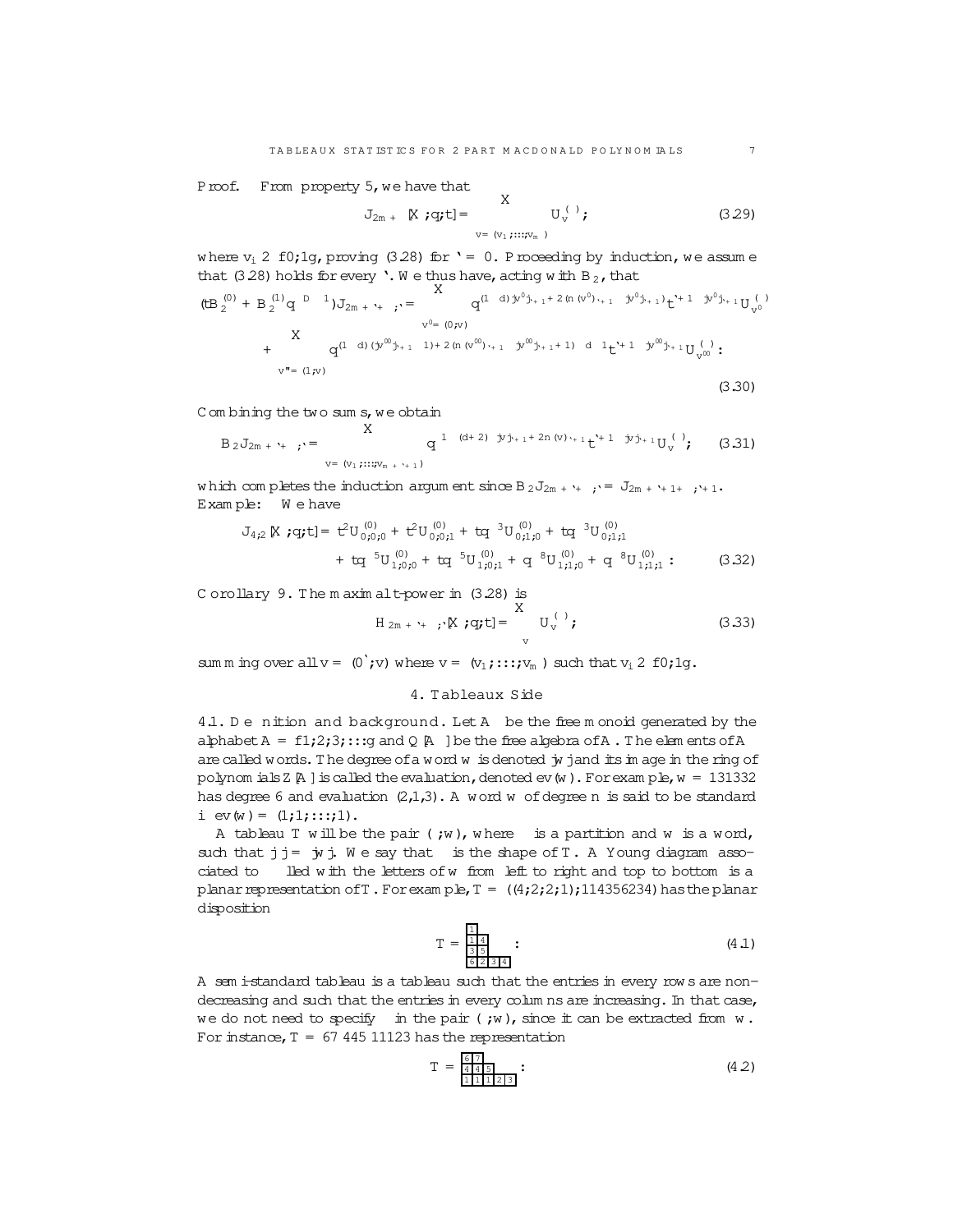*Proof.* From property 5, we have that

$$J_{2m+\ell}[X;q,t] = \sum_{v=(v_1,\ldots,v_m)} U_v^{(\ )}, \tag{3.29}$$

where $v_i \in \{0,1\}$, proving (3.28) for $\ell = 0$. Proceeding by induction, we assume that (3.28) holds for every $\ell$. We thus have, acting with $B_2$, that

$$(tB_2^{(0)} + B_2^{(1)} q^{D-1}) J_{2m+\ell+\ ,\ell} = \sum_{v'=(0,v)} q^{(1-d)|v'|_{\ell+1} + 2(n(v')_{\ell+1} - |v'|_{\ell+1})} t^{\ell+1-|v'|_{\ell+1}} U_{v'}^{(\ )}$$

$$+ \sum_{v''=(1,v)} q^{(1-d)(|v''|_{\ell+1}-1) + 2(n(v'')_{\ell+1} - |v''|_{\ell+1}+1) - d - 1} t^{\ell+1-|v''|_{\ell+1}} U_{v''}^{(\ )}. \tag{3.30}$$

Combining the two sums, we obtain

$$B_2 J_{2m+\ell+\ ,\ell} = \sum_{v=(v_1,\ldots,v_{m+\ell+1})} q^{1-(d+2)|v|_{\ell+1} + 2n(v)_{\ell+1}} t^{\ell+1-|v|_{\ell+1}} U_v^{(\ )}; \tag{3.31}$$

which completes the induction argument since $B_2 J_{2m+\ell+\ ,\ell} = J_{2m+\ell+1+\ ,\ell+1}$.

*Example:* We have

$$J_{4,2}[X;q,t] = t^2 U^{(0)}_{0;0;0} + t^2 U^{(0)}_{0;0;1} + tq^{-3} U^{(0)}_{0;1;0} + tq^{-3} U^{(0)}_{0;1;1}$$

$$+ tq^{-5} U^{(0)}_{1;0;0} + tq^{-5} U^{(0)}_{1;0;1} + q^{-8} U^{(0)}_{1;1;0} + q^{-8} U^{(0)}_{1;1;1}. \tag{3.32}$$

**Corollary 9.** *The maximal t-power in (3.28) is*

$$H_{2m+\ell+\ ,\ell}[X;q,t] = \sum_{v} U_v^{(\ )}, \tag{3.33}$$

*summing over all $v = (0^\ell, v)$ where $v = (v_1,\ldots,v_m)$ such that $v_i \in \{0,1\}$.*

## 4. Tableaux Side

**4.1. Definition and background.** Let $A^*$ be the free monoid generated by the alphabet $A = \{1,2,3,\ldots\}$ and $\mathbb{Q}[A]$ be the free algebra of $A$. The elements of $A^*$ are called words. The degree of a word $w$ is denoted $|w|$ and its image in the ring of polynomials $\mathbb{Z}[A]$ is called the evaluation, denoted $ev(w)$. For example, $w = 131332$ has degree 6 and evaluation $(2,1,3)$. A word $w$ of degree $n$ is said to be standard iff $ev(w) = (1,1,\ldots,1)$.

A tableau $T$ will be the pair $(\lambda, w)$, where $\lambda$ is a partition and $w$ is a word, such that $|\lambda| = |w|$. We say that $\lambda$ is the shape of $T$. A Young diagram associated to $\lambda$ filled with the letters of $w$ from left to right and top to bottom is a planar representation of $T$. For example, $T = ((4,2,2,1), 114356234)$ has the planar disposition

$$T = \begin{array}{|c|c|c|c|} \hline 1 \\ \cline{1-1} 1 & 4 \\ \cline{1-2} 3 & 5 \\ \hline 6 & 2 & 3 & 4 \\ \hline \end{array} \tag{4.1}$$

A semi-standard tableau is a tableau such that the entries in every rows are non-decreasing and such that the entries in every columns are increasing. In that case, we do not need to specify $\lambda$ in the pair $(\lambda, w)$, since it can be extracted from $w$. For instance, $T = 67\ 445\ 11123$ has the representation

$$T = \begin{array}{|c|c|c|c|c|} \hline 6 & 7 \\ \cline{1-3} 4 & 4 & 5 \\ \hline 1 & 1 & 1 & 2 & 3 \\ \hline \end{array} \tag{4.2}$$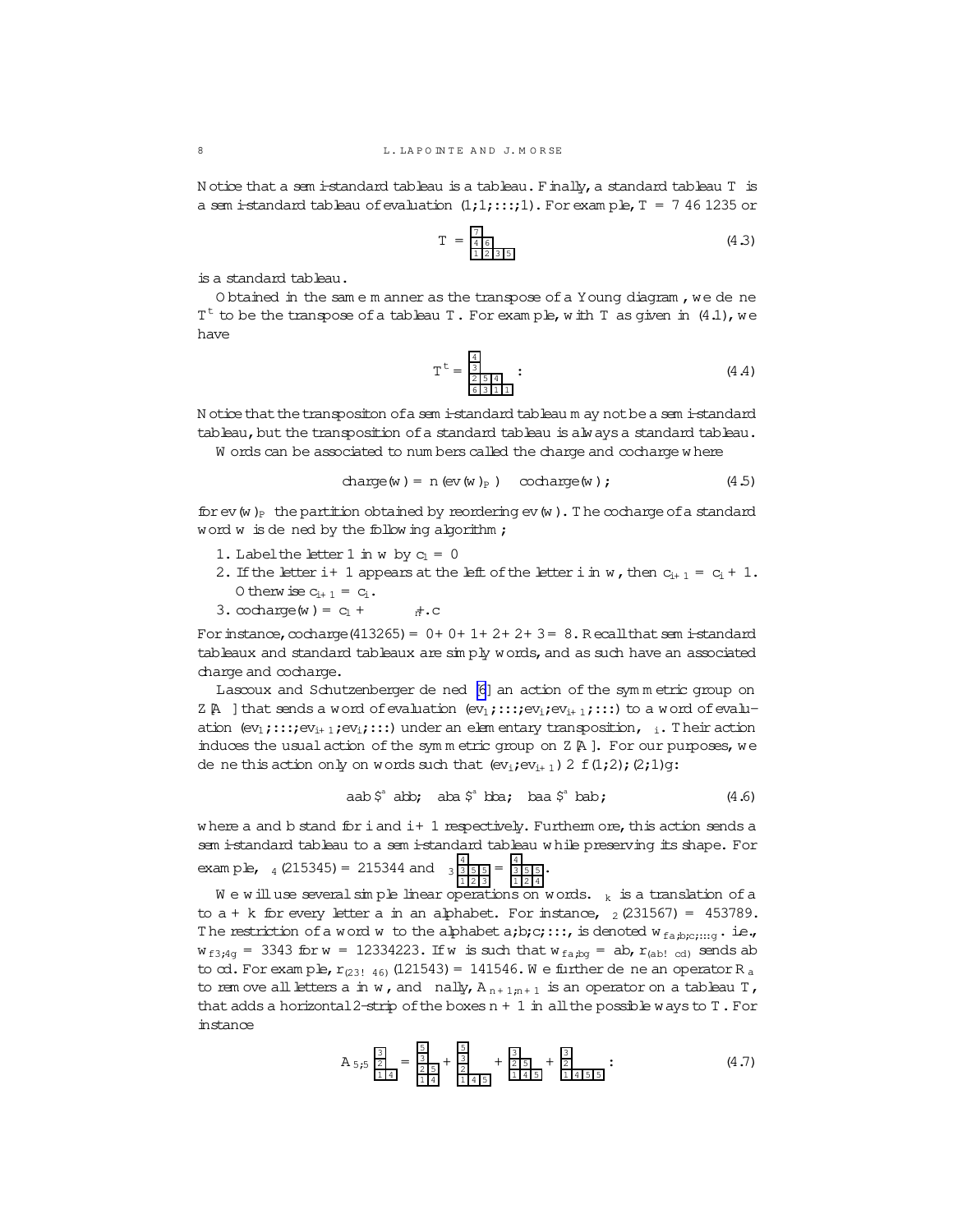Notice that a semi-standard tableau is a tableau. Finally, a standard tableau $T$ is a semi-standard tableau of evaluation $(1,1,\dots,1)$. For example, $T = 7\ 46\ 1235$ or

$$T = \begin{array}{llll} 7 & & & \\ 4 & 6 & & \\ 1 & 2 & 3 & 5 \end{array} \tag{4.3}$$

is a standard tableau.

Obtained in the same manner as the transpose of a Young diagram, we define $T^t$ to be the transpose of a tableau $T$. For example, with $T$ as given in (4.1), we have

$$T^t = \begin{array}{llll} 4 & & & \\ 3 & & & \\ 2 & 5 & 4 & \\ 6 & 3 & 1 & 1 \end{array} \; . \tag{4.4}$$

Notice that the transpositon of a semi-standard tableau may not be a semi-standard tableau, but the transposition of a standard tableau is always a standard tableau.

Words can be associated to numbers called the charge and cocharge where

$$\text{charge}(w) = n(ev(w)_P) - \text{cocharge}(w)\,; \tag{4.5}$$

for $ev(w)_P$ the partition obtained by reordering $ev(w)$. The cocharge of a standard word $w$ is defined by the following algorithm;

1. Label the letter 1 in $w$ by $c_1 = 0$
2. If the letter $i+1$ appears at the left of the letter $i$ in $w$, then $c_{i+1} = c_i + 1$. Otherwise $c_{i+1} = c_i$.
3. $\text{cocharge}(w) = c_1 + \cdots + c_n$.

For instance, $\text{cocharge}(413265) = 0+0+1+2+2+3 = 8$. Recall that semi-standard tableaux and standard tableaux are simply words, and as such have an associated charge and cocharge.

Lascoux and Schutzenberger defined [6] an action of the symmetric group on $\mathbb{Z}[A^*]$ that sends a word of evaluation $(ev_1,\dots,ev_i,ev_{i+1},\dots)$ to a word of evaluation $(ev_1,\dots,ev_{i+1},ev_i,\dots)$ under an elementary transposition, $\sigma_i$. Their action induces the usual action of the symmetric group on $\mathbb{Z}[A]$. For our purposes, we define this action only on words such that $(ev_i, ev_{i+1}) \in \{(1,2),(2,1)\}$:

$$aab \overset{\sigma}{\leftrightarrow} abb\,; \quad aba \overset{\sigma}{\leftrightarrow} bba\,; \quad baa \overset{\sigma}{\leftrightarrow} bab\,; \tag{4.6}$$

where $a$ and $b$ stand for $i$ and $i+1$ respectively. Furthermore, this action sends a semi-standard tableau to a semi-standard tableau while preserving its shape. For example, $\sigma_4(215345) = 215344$ and $\sigma_3 \begin{array}{lll} 4 & & \\ 3 & 5 & 5 \\ 1 & 2 & 3 \end{array} = \begin{array}{lll} 4 & & \\ 3 & 5 & 5 \\ 1 & 2 & 4 \end{array}$.

We will use several simple linear operations on words. $\tau_k$ is a translation of $a$ to $a+k$ for every letter $a$ in an alphabet. For instance, $\tau_2(231567) = 453789$. The restriction of a word $w$ to the alphabet $a,b,c,\dots$, is denoted $w_{\{a,b,c,\dots\}}$. i.e., $w_{\{3,4\}} = 3343$ for $w = 12334223$. If $w$ is such that $w_{\{a,b\}} = ab$, $r_{(ab\to cd)}$ sends $ab$ to $cd$. For example, $r_{(23\to 46)}(121543) = 141546$. We further define an operator $R_a$ to remove all letters $a$ in $w$, and finally, $A_{n+1,n+1}$ is an operator on a tableau $T$, that adds a horizontal 2-strip of the boxes $n+1$ in all the possible ways to $T$. For instance

$$A_{5,5} \begin{array}{ll} 3 & \\ 2 & \\ 1 & 4 \end{array} = \begin{array}{ll} 5 & \\ 3 & \\ 2 & 5 \\ 1 & 4 \end{array} + \begin{array}{lll} 5 & & \\ 3 & & \\ 2 & & \\ 1 & 4 & 5 \end{array} + \begin{array}{lll} 3 & & \\ 2 & 5 & \\ 1 & 4 & 5 \end{array} + \begin{array}{llll} 3 & & & \\ 2 & & & \\ 1 & 4 & 5 & 5 \end{array} \; : \tag{4.7}$$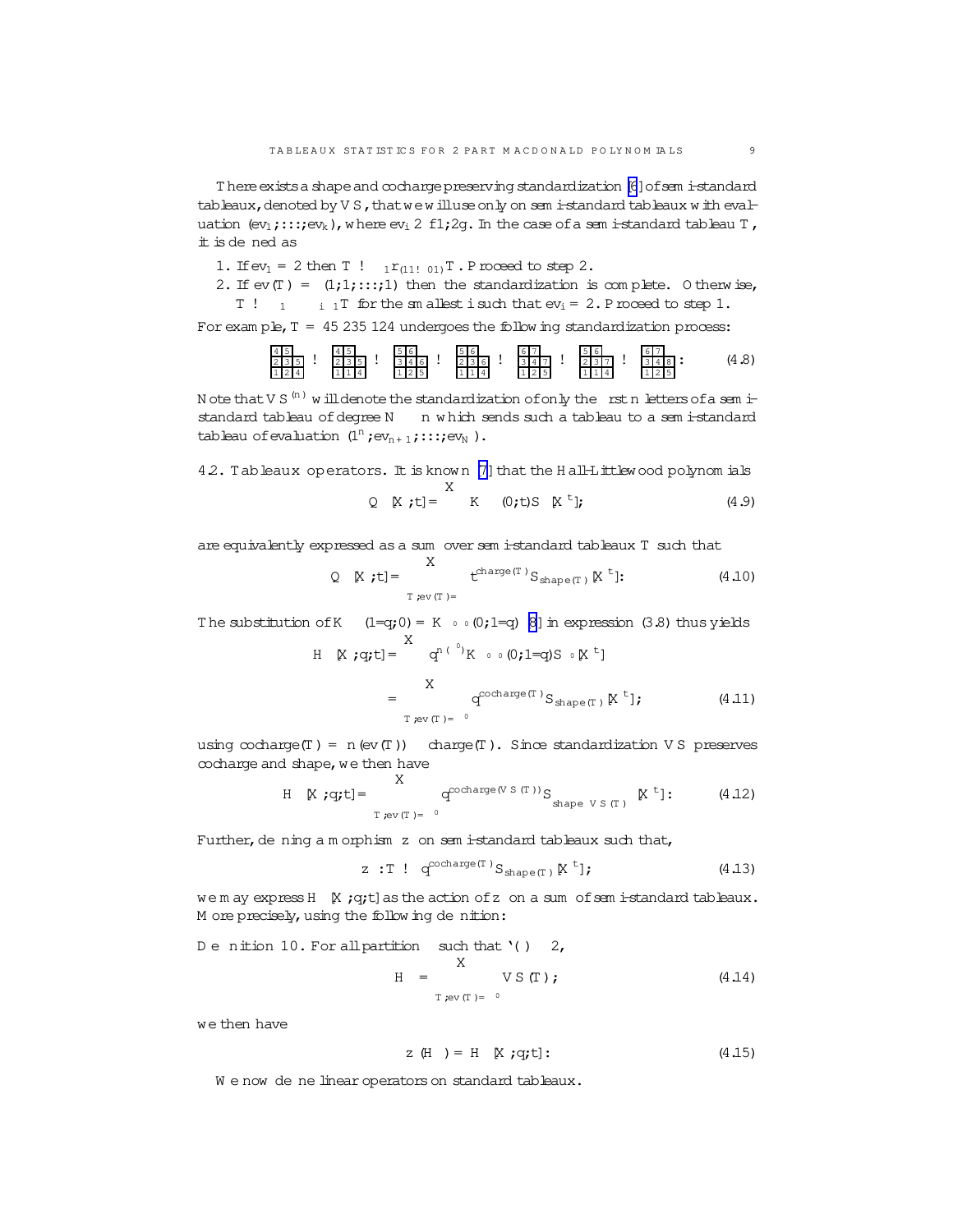There exists a shape and cocharge preserving standardization [6] of semi-standard tableaux, denoted by $VS$, that we will use only on semi-standard tableaux with evaluation $(ev_1;\ldots;ev_k)$, where $ev_i \in \{1;2\}$. In the case of a semi-standard tableau $T$, it is defined as

1. If $ev_1 = 2$ then $T \to \sigma_1 r_{(11 \to 01)} T$. Proceed to step 2.
2. If $ev(T) = (1;1;\ldots;1)$ then the standardization is complete. Otherwise, $T \to \sigma_1 \cdots \sigma_{i-1} T$ for the smallest $i$ such that $ev_i = 2$. Proceed to step 1.

For example, $T = 45\ 235\ 124$ undergoes the following standardization process:

$$\begin{array}{l}4\,5\\2\,3\,5\\1\,2\,4\end{array} \to \begin{array}{l}4\,5\\2\,3\,5\\1\,1\,4\end{array} \to \begin{array}{l}5\,6\\3\,4\,6\\1\,2\,5\end{array} \to \begin{array}{l}5\,6\\2\,3\,6\\1\,1\,4\end{array} \to \begin{array}{l}6\,7\\3\,4\,7\\1\,2\,5\end{array} \to \begin{array}{l}5\,6\\2\,3\,7\\1\,1\,4\end{array} \to \begin{array}{l}6\,7\\3\,4\,8\\1\,2\,5\end{array}: \tag{4.8}$$

Note that $VS^{(n)}$ will denote the standardization of only the first $n$ letters of a semi-standard tableau of degree $N \geq n$ which sends such a tableau to a semi-standard tableau of evaluation $(1^n;ev_{n+1};\ldots;ev_N)$.

4.2. **Tableaux operators.** It is known [7] that the Hall-Littlewood polynomials

$$Q_\mu[X;t] = \sum_\lambda K_{\lambda\mu}(0;t) S_\lambda[X^t]; \tag{4.9}$$

are equivalently expressed as a sum over semi-standard tableaux $T$ such that

$$Q_\mu[X;t] = \sum_{T;ev(T)=\mu} t^{\text{charge}(T)} S_{\text{shape}(T)}[X^t]: \tag{4.10}$$

The substitution of $K_{\lambda\mu}(1=q;0) = K_{\lambda'\mu'}(0;1=q)$ [8] in expression (3.8) thus yields

$$H_\mu[X;q;t] = \sum_\lambda q^{n(\mu')} K_{\lambda'\mu'}(0;1=q) S_{\lambda'}[X^t]$$

$$= \sum_{T;ev(T)=\mu'} q^{\text{cocharge}(T)} S_{\text{shape}(T)}[X^t]; \tag{4.11}$$

using $\text{cocharge}(T) = n(ev(T)) - \text{charge}(T)$. Since standardization $VS$ preserves cocharge and shape, we then have

$$H_\mu[X;q;t] = \sum_{T;ev(T)=\mu'} q^{\text{cocharge}(VS(T))} S_{\text{shape}\ VS(T)}[X^t]: \tag{4.12}$$

Further, defining a morphism $z$ on semi-standard tableaux such that,

$$z: T \to q^{\text{cocharge}(T)} S_{\text{shape}(T)}[X^t]; \tag{4.13}$$

we may express $H_\mu[X;q;t]$ as the action of $z$ on a sum of semi-standard tableaux. More precisely, using the following definition:

**Definition 10.** For all partition $\mu$ such that $\ell(\mu) \leq 2$,

$$H_\mu = \sum_{T;ev(T)=\mu'} VS(T); \tag{4.14}$$

we then have

$$z(H_\mu) = H_\mu[X;q;t]: \tag{4.15}$$

We now define linear operators on standard tableaux.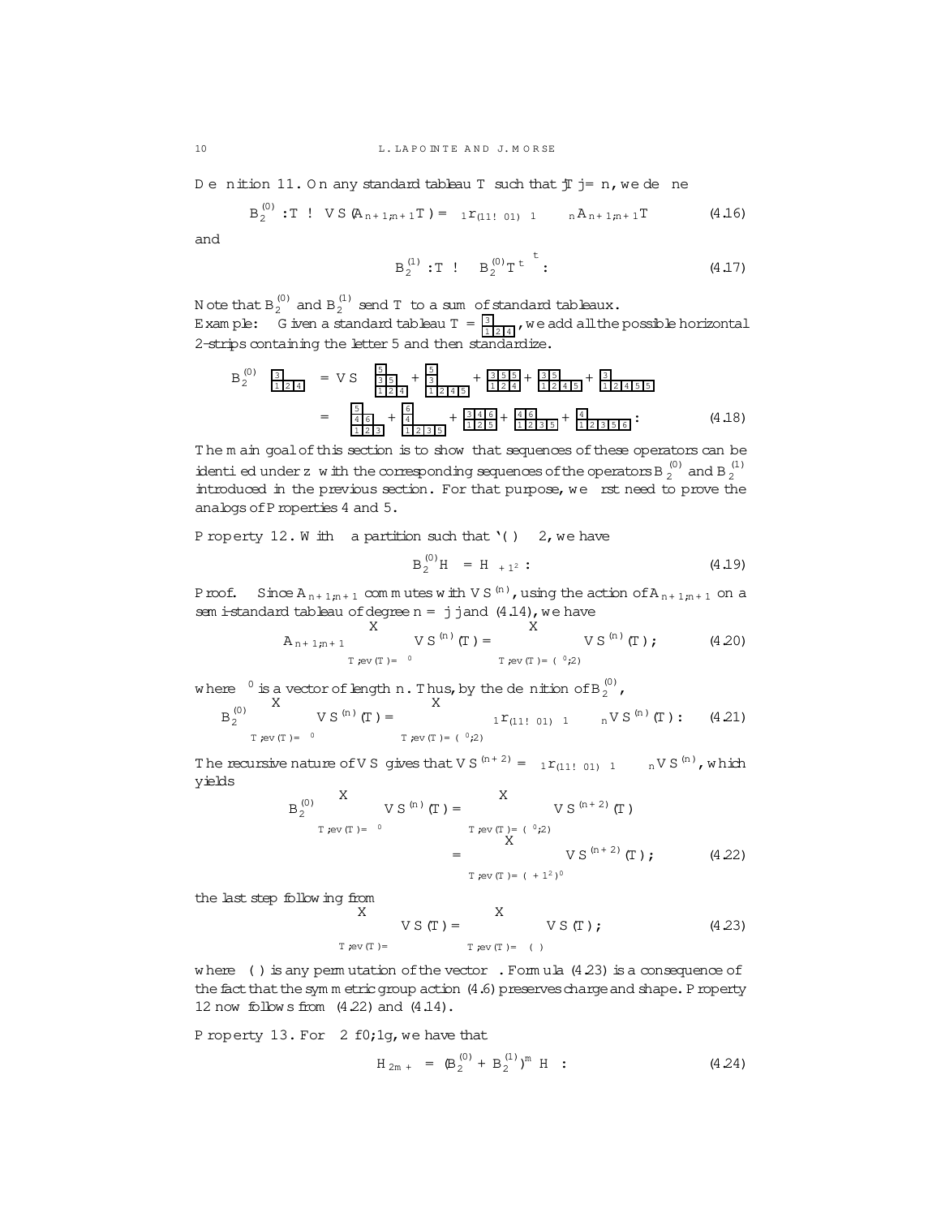**Definition 11.** On any standard tableau $T$ such that $|T| = n$, we define

$$B_2^{(0)} : T \to VS(A_{n+1,n+1}T) = \sigma_1 r_{(11\to 01)} \sigma_1 \cdots \sigma_n A_{n+1,n+1} T \tag{4.16}$$

and

$$B_2^{(1)} : T \to \left(B_2^{(0)} T^t\right)^t . \tag{4.17}$$

Note that $B_2^{(0)}$ and $B_2^{(1)}$ send $T$ to a sum of standard tableaux.

Example: Given a standard tableau $T = \begin{array}{l} 3 \\ 1\,2\,4 \end{array}$, we add all the possible horizontal 2-strips containing the letter 5 and then standardize.

$$B_2^{(0)} \begin{array}{l} 3 \\ 1\,2\,4 \end{array} = VS\left( \begin{array}{l} 5 \\ 3\,5 \\ 1\,2\,4 \end{array} + \begin{array}{l} 5 \\ 3 \\ 1\,2\,4\,5 \end{array} + \begin{array}{l} 3\,5\,5 \\ 1\,2\,4 \end{array} + \begin{array}{l} 3\,5 \\ 1\,2\,4\,5 \end{array} + \begin{array}{l} 3 \\ 1\,2\,4\,5\,5 \end{array} \right)$$

$$= \begin{array}{l} 5 \\ 4\,6 \\ 1\,2\,3 \end{array} + \begin{array}{l} 6 \\ 4 \\ 1\,2\,3\,5 \end{array} + \begin{array}{l} 3\,4\,6 \\ 1\,2\,5 \end{array} + \begin{array}{l} 4\,6 \\ 1\,2\,3\,5 \end{array} + \begin{array}{l} 4 \\ 1\,2\,3\,5\,6 \end{array} . \tag{4.18}$$

The main goal of this section is to show that sequences of these operators can be identified under $z$ with the corresponding sequences of the operators $\mathbb{B}_2^{(0)}$ and $\mathbb{B}_2^{(1)}$ introduced in the previous section. For that purpose, we first need to prove the analogs of Properties 4 and 5.

**Property 12.** With $\lambda$ a partition such that $\ell(\lambda) \leq 2$, we have

$$B_2^{(0)} H_\lambda = H_{\lambda+1^2} . \tag{4.19}$$

*Proof.* Since $A_{n+1,n+1}$ commutes with $VS^{(n)}$, using the action of $A_{n+1,n+1}$ on a semi-standard tableau of degree $n = |\lambda|$ and (4.14), we have

$$A_{n+1,n+1} \sum_{T;\, ev(T)=\lambda^0} VS^{(n)}(T) = \sum_{T;\, ev(T)=(\lambda^0;2)} VS^{(n)}(T) ; \tag{4.20}$$

where $\lambda^0$ is a vector of length $n$. Thus, by the definition of $B_2^{(0)}$,

$$B_2^{(0)} \sum_{T;\, ev(T)=\lambda^0} VS^{(n)}(T) = \sum_{T;\, ev(T)=(\lambda^0;2)} \sigma_1 r_{(11\to 01)} \sigma_1 \cdots \sigma_n VS^{(n)}(T) . \tag{4.21}$$

The recursive nature of $VS$ gives that $VS^{(n+2)} = \sigma_1 r_{(11\to 01)} \sigma_1 \cdots \sigma_n VS^{(n)}$, which yields

$$\begin{aligned} B_2^{(0)} \sum_{T;\, ev(T)=\lambda^0} VS^{(n)}(T) &= \sum_{T;\, ev(T)=(\lambda^0;2)} VS^{(n+2)}(T) \\ &= \sum_{T;\, ev(T)=(\lambda+1^2)^0} VS^{(n+2)}(T) ; \end{aligned} \tag{4.22}$$

the last step following from

$$\sum_{T;\, ev(T)=\lambda} VS(T) = \sum_{T;\, ev(T)=\sigma(\lambda)} VS(T) ; \tag{4.23}$$

where $\sigma(\lambda)$ is any permutation of the vector $\lambda$. Formula (4.23) is a consequence of the fact that the symmetric group action (4.6) preserves charge and shape. Property 12 now follows from (4.22) and (4.14).

**Property 13.** For $\epsilon \in \{0,1\}$, we have that

$$H_{2m+\epsilon} = \left(B_2^{(0)} + B_2^{(1)}\right)^m H_\epsilon . \tag{4.24}$$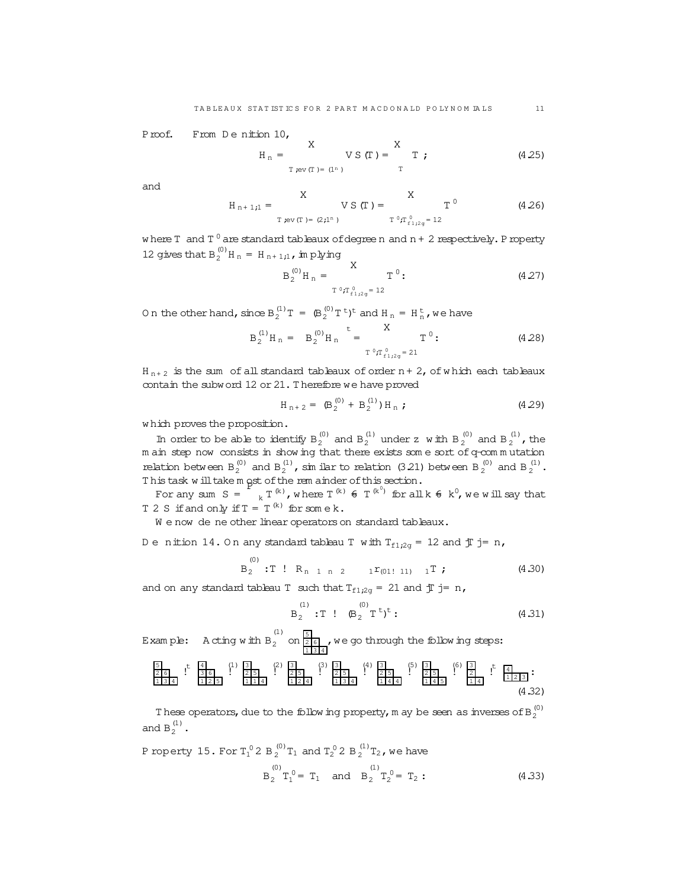*Proof.* From Definition 10,

$$H_n = \sum_{T; ev(T)=(1^n)} VS(T) = \sum_{T} T; \tag{4.25}$$

and

$$H_{n+1;1} = \sum_{T; ev(T)=(2;1^n)} VS(T) = \sum_{T'; T'_{\{1;2\}}=12} T' \tag{4.26}$$

where $T$ and $T'$ are standard tableaux of degree $n$ and $n+2$ respectively. Property 12 gives that $B_2^{(0)} H_n = H_{n+1;1}$, implying

$$B_2^{(0)} H_n = \sum_{T'; T'_{\{1;2\}}=12} T'. \tag{4.27}$$

On the other hand, since $B_2^{(1)} T = (B_2^{(0)} T^t)^t$ and $H_n = H_n^t$, we have

$$B_2^{(1)} H_n = \left(B_2^{(0)} H_n\right)^t = \sum_{T'; T'_{\{1;2\}}=21} T'. \tag{4.28}$$

$H_{n+2}$ is the sum of all standard tableaux of order $n+2$, of which each tableaux contain the subword 12 or 21. Therefore we have proved

$$H_{n+2} = (B_2^{(0)} + B_2^{(1)}) H_n; \tag{4.29}$$

which proves the proposition.

In order to be able to identify $B_2^{(0)}$ and $B_2^{(1)}$ under $z$ with $B_2^{(0)}$ and $B_2^{(1)}$, the main step now consists in showing that there exists some sort of $q$-commutation relation between $B_2^{(0)}$ and $B_2^{(1)}$, similar to relation (3.21) between $B_2^{(0)}$ and $B_2^{(1)}$. This task will take most of the remainder of this section.

For any sum $S = \sum_k T^{(k)}$, where $T^{(k)} \neq T^{(k')}$ for all $k \neq k'$, we will say that $T \in S$ if and only if $T = T^{(k)}$ for some $k$.

We now define other linear operators on standard tableaux.

**Definition 14.** On any standard tableau $T$ with $T_{\{1;2\}} = 12$ and $|T| = n$,

$$\overset{(0)}{B_2} : T \to R_{n-1} \cdots_{n-2} \cdots_{1} r_{(01 \to 11)} \cdots_1 T; \tag{4.30}$$

and on any standard tableau $T$ such that $T_{\{1;2\}} = 21$ and $|T| = n$,

$$\overset{(1)}{B_2} : T \to (\overset{(0)}{B_2} T^t)^t. \tag{4.31}$$

*Example:* Acting with $\overset{(1)}{B_2}$ on the tableau with rows (bottom to top) 1 3 4 / 2 6 / 5, we go through the following steps:

$$\begin{smallmatrix}5\\2\,6\\1\,3\,4\end{smallmatrix} \xrightarrow{t} \begin{smallmatrix}4\\3\,6\\1\,2\,5\end{smallmatrix} \xrightarrow{(1)} \begin{smallmatrix}3\\2\,5\\1\,1\,4\end{smallmatrix} \xrightarrow{(2)} \begin{smallmatrix}3\\2\,5\\1\,2\,4\end{smallmatrix} \xrightarrow{(3)} \begin{smallmatrix}3\\2\,5\\1\,3\,4\end{smallmatrix} \xrightarrow{(4)} \begin{smallmatrix}3\\2\,5\\1\,4\,4\end{smallmatrix} \xrightarrow{(5)} \begin{smallmatrix}3\\2\,5\\1\,4\,5\end{smallmatrix} \xrightarrow{(6)} \begin{smallmatrix}3\\2\\1\,4\end{smallmatrix} \xrightarrow{t} \begin{smallmatrix}4\\1\,2\,3\end{smallmatrix}. \tag{4.32}$$

These operators, due to the following property, may be seen as inverses of $B_2^{(0)}$ and $B_2^{(1)}$.

**Property 15.** For $T_1' \in B_2^{(0)} T_1$ and $T_2' \in B_2^{(1)} T_2$, we have

$$\overset{(0)}{B_2} T_1' = T_1 \quad \text{and} \quad \overset{(1)}{B_2} T_2' = T_2. \tag{4.33}$$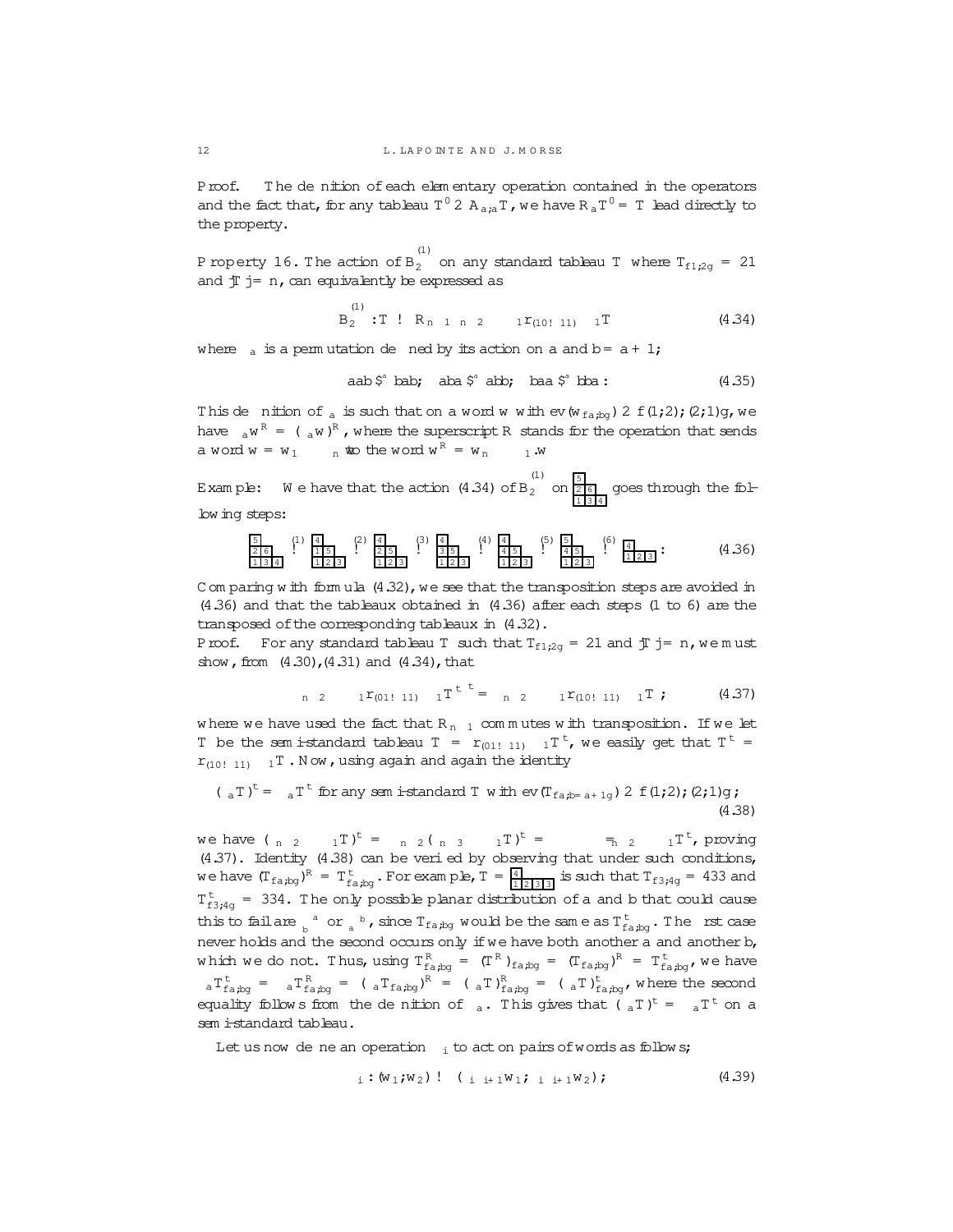*Proof.* The definition of each elementary operation contained in the operators and the fact that, for any tableau $T' \in A_{a;a}T$, we have $R_a T' = T$ lead directly to the property.

**Property 16.** The action of $B_2^{(1)}$ on any standard tableau $T$ where $T_{\{1;2\}} = 21$ and $|T| = n$, can equivalently be expressed as

$$B_2^{(1)} : T \to R_{n-1}\,\sigma_{n-2}\cdots\sigma_1\, r_{(10\to 11)}\,\sigma_1 T \tag{4.34}$$

where $\sigma_a$ is a permutation defined by its action on $a$ and $b = a+1$;

$$aab \overset{\sigma_a}{\leftrightarrow} bab;\quad aba \overset{\sigma_a}{\leftrightarrow} abb;\quad baa \overset{\sigma_a}{\leftrightarrow} bba\,. \tag{4.35}$$

This definition of $\sigma_a$ is such that on a word $w$ with $ev(w_{\{a;b\}}) \in \{(1;2);(2;1)\}$, we have $\sigma_a w^R = (\sigma_a w)^R$, where the superscript $R$ stands for the operation that sends a word $w = w_1 \cdots w_n$ to the word $w^R = w_n \cdots w_1$.

Example: We have that the action (4.34) of $B_2^{(1)}$ on $\begin{smallmatrix}5\\2\,6\\1\,3\,4\end{smallmatrix}$ goes through the following steps:

$$\begin{smallmatrix}5\\2\,6\\1\,3\,4\end{smallmatrix} \overset{(1)}{\to} \begin{smallmatrix}4\\1\,5\\1\,2\,3\end{smallmatrix} \overset{(2)}{\to} \begin{smallmatrix}4\\2\,5\\1\,2\,3\end{smallmatrix} \overset{(3)}{\to} \begin{smallmatrix}4\\3\,5\\1\,2\,3\end{smallmatrix} \overset{(4)}{\to} \begin{smallmatrix}4\\4\,5\\1\,2\,3\end{smallmatrix} \overset{(5)}{\to} \begin{smallmatrix}5\\4\,5\\1\,2\,3\end{smallmatrix} \overset{(6)}{\to} \begin{smallmatrix}4\\1\,2\,3\end{smallmatrix}\,. \tag{4.36}$$

Comparing with formula (4.32), we see that the transposition steps are avoided in (4.36) and that the tableaux obtained in (4.36) after each steps (1 to 6) are the transposed of the corresponding tableaux in (4.32).

*Proof.* For any standard tableau $T$ such that $T_{\{1;2\}} = 21$ and $|T| = n$, we must show, from (4.30), (4.31) and (4.34), that

$$\left(\sigma_{n-2}\cdots\sigma_1 r_{(01\to 11)}\,\sigma_1 T^t\right)^t = \sigma_{n-2}\cdots\sigma_1 r_{(10\to 11)}\,\sigma_1 T\,; \tag{4.37}$$

where we have used the fact that $R_{n-1}$ commutes with transposition. If we let $\bar{T}$ be the semi-standard tableau $\bar{T} = r_{(01\to 11)}\,\sigma_1 T^t$, we easily get that $\bar{T}^t = r_{(10\to 11)}\,\sigma_1 T$. Now, using again and again the identity

$$(\sigma_a T)^t = \sigma_a T^t \text{ for any semi-standard } T \text{ with } ev(T_{\{a;b=a+1\}}) \in \{(1;2);(2;1)\}; \tag{4.38}$$

we have $(\sigma_{n-2}\cdots\sigma_1\bar{T})^t = \sigma_{n-2}(\sigma_{n-3}\cdots\sigma_1\bar{T})^t = \cdots = \sigma_{n-2}\cdots\sigma_1\bar{T}^t$, proving (4.37). Identity (4.38) can be verified by observing that under such conditions, we have $(T_{\{a;b\}})^R = T^t_{\{a;b\}}$. For example, $T = \begin{smallmatrix}4\\1\,2\,3\,3\end{smallmatrix}$ is such that $T_{\{3;4\}} = 433$ and $T^t_{\{3;4\}} = 334$. The only possible planar distribution of $a$ and $b$ that could cause this to fail are $\begin{smallmatrix}a\\b\end{smallmatrix}$ or $\begin{smallmatrix}b\\a\end{smallmatrix}$, since $T_{\{a;b\}}$ would be the same as $T^t_{\{a;b\}}$. The first case never holds and the second occurs only if we have both another $a$ and another $b$, which we do not. Thus, using $T^R_{\{a;b\}} = (T^R)_{\{a;b\}} = (T_{\{a;b\}})^R = T^t_{\{a;b\}}$, we have $\sigma_a T^t_{\{a;b\}} = \sigma_a T^R_{\{a;b\}} = (\sigma_a T_{\{a;b\}})^R = (\sigma_a T)^R_{\{a;b\}} = (\sigma_a T)^t_{\{a;b\}}$, where the second equality follows from the definition of $\sigma_a$. This gives that $(\sigma_a T)^t = \sigma_a T^t$ on a semi-standard tableau.

Let us now define an operation $\tau_i$ to act on pairs of words as follows;

$$\tau_i : (w_1; w_2) \to (\sigma_i\sigma_{i+1}w_1;\ \sigma_i\sigma_{i+1}w_2); \tag{4.39}$$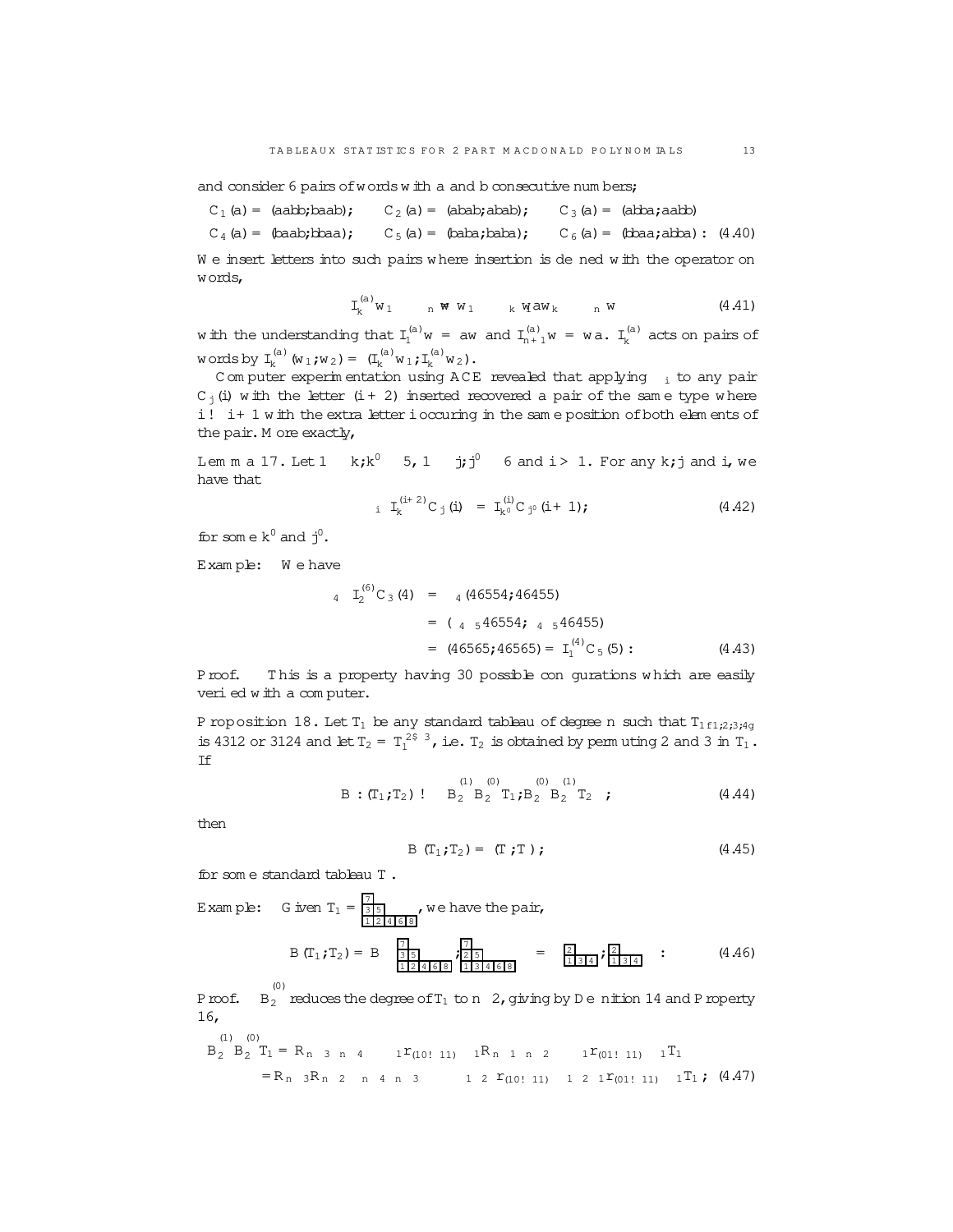and consider 6 pairs of words with $a$ and $b$ consecutive numbers;

$$C_1(a) = (aabb;baab); \quad C_2(a) = (abab;abab); \quad C_3(a) = (abba;aabb)$$
$$C_4(a) = (baab;bbaa); \quad C_5(a) = (baba;baba); \quad C_6(a) = (bbaa;abba): \quad (4.40)$$

We insert letters into such pairs where insertion is defined with the operator on words,

$$I_k^{(a)} w_1 \cdots{}_n w \equiv w_1 \cdots{}_k w_1 a w_k \cdots{}_n w \tag{4.41}$$

with the understanding that $I_1^{(a)} w = aw$ and $I_{n+1}^{(a)} w = wa$. $I_k^{(a)}$ acts on pairs of words by $I_k^{(a)}(w_1;w_2) = (I_k^{(a)} w_1; I_k^{(a)} w_2)$.

Computer experimentation using ACE revealed that applying $\partial_i$ to any pair $C_j(i)$ with the letter $(i+2)$ inserted recovered a pair of the same type where $i \to i+1$ with the extra letter $i$ occuring in the same position of both elements of the pair. More exactly,

**Lemma 17.** Let $1 \le k;k' \le 5$, $1 \le j;j' \le 6$ and $i > 1$. For any $k;j$ and $i$, we have that

$$\partial_i \, I_k^{(i+2)} C_j(i) = I_{k'}^{(i)} C_{j'}(i+1); \tag{4.42}$$

for some $k'$ and $j'$.

Example: We have

$$\begin{aligned} \partial_4 \, I_2^{(6)} C_3(4) &= \partial_4(46554;46455) \\ &= (\partial_4 \partial_5 46554; \partial_4 \partial_5 46455) \\ &= (46565;46565) = I_1^{(4)} C_5(5): \end{aligned} \tag{4.43}$$

*Proof.* This is a property having 30 possible configurations which are easily verified with a computer.

**Proposition 18.** Let $T_1$ be any standard tableau of degree $n$ such that $T_1|_{\{1;2;3;4\}}$ is 4312 or 3124 and let $T_2 = T_1^{2 \leftrightarrow 3}$, i.e. $T_2$ is obtained by permuting 2 and 3 in $T_1$. If

$$B: (T_1;T_2) \to \left( B_2^{(1)} B_2^{(0)} T_1; B_2^{(0)} B_2^{(1)} T_2 \right); \tag{4.44}$$

then

$$B(T_1;T_2) = (T;T); \tag{4.45}$$

for some standard tableau $T$.

Example: Given $T_1$ = [tableau: rows (top to bottom) 7 / 3 5 / 1 2 4 6 8], we have the pair,

$$B(T_1;T_2) = B\left( [7 / 3\,5 / 1\,2\,4\,6\,8] ; [7 / 2\,5 / 1\,3\,4\,6\,8] \right) = [2 / 1\,3\,4] ; [2 / 1\,3\,4] : \tag{4.46}$$

*Proof.* $B_2^{(0)}$ reduces the degree of $T_1$ to $n-2$, giving by Definition 14 and Property 16,

$$\begin{aligned} B_2^{(1)} B_2^{(0)} T_1 &= R_{n-3} \partial_{n-4} \cdots \partial_1 r_{(10 \to 11)} \partial_1 R_{n-1} \partial_{n-2} \cdots \partial_1 r_{(01 \to 11)} \partial_1 T_1 \\ &= R_{n-3} R_{n-2} \partial_{n-4} \partial_{n-3} \cdots \partial_1 \partial_2 r_{(10 \to 11)} \partial_1 \partial_2 \partial_1 r_{(01 \to 11)} \partial_1 T_1; \end{aligned} \tag{4.47}$$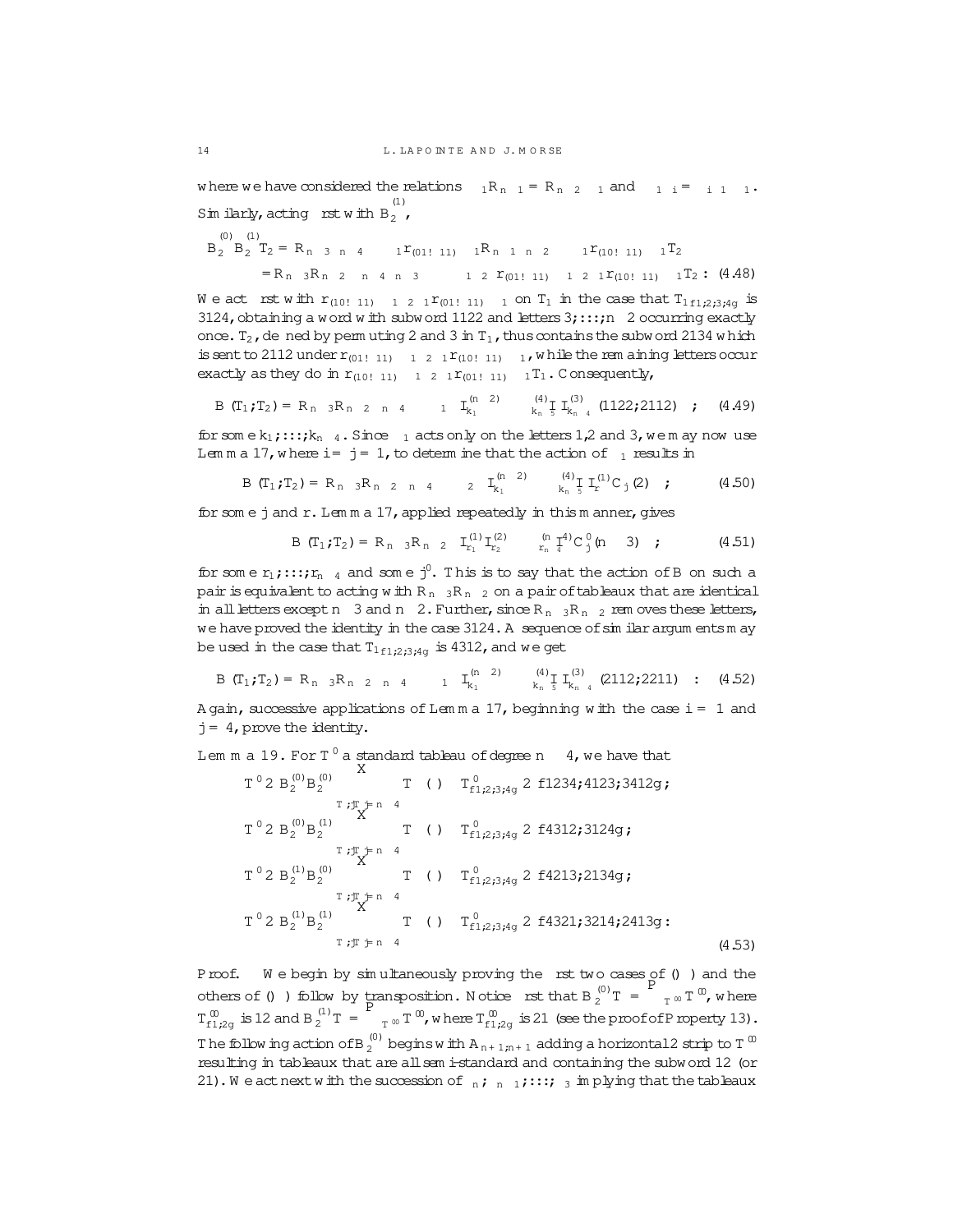where we have considered the relations $\sigma_1 R_{n-1} = R_{n-2}\sigma_1$ and $\sigma_1\sigma_i = \sigma_i\sigma_1$. Similarly, acting first with $B_2^{(1)}$,

$$
\begin{aligned}
B_2^{(0)} B_2^{(1)} T_2 &= R_{n-3}\sigma_{n-4}\cdots\sigma_1 r_{(01\to 11)}\sigma_1 R_{n-1}\sigma_{n-2}\cdots\sigma_1 r_{(10\to 11)}\sigma_1 T_2 \\
&= R_{n-3}R_{n-2}\sigma_{n-4}\sigma_{n-3}\cdots\sigma_1\sigma_2 r_{(01\to 11)}\sigma_1\sigma_2\sigma_1 r_{(10\to 11)}\sigma_1 T_2 \,. \quad (4.48)
\end{aligned}
$$

We act first with $r_{(10\to 11)}\sigma_1\sigma_2\sigma_1 r_{(01\to 11)}\sigma_1$ on $T_1$ in the case that $T_{1\{1,2,3,4\}}$ is 3124, obtaining a word with subword 1122 and letters $3,\ldots,n-2$ occurring exactly once. $T_2$, defined by permuting 2 and 3 in $T_1$, thus contains the subword 2134 which is sent to 2112 under $r_{(01\to 11)}\sigma_1\sigma_2\sigma_1 r_{(10\to 11)}\sigma_1$, while the remaining letters occur exactly as they do in $r_{(10\to 11)}\sigma_1\sigma_2\sigma_1 r_{(01\to 11)}\sigma_1 T_1$. Consequently,

$$
B(T_1,T_2) = R_{n-3}R_{n-2}\sigma_{n-4}\cdots\sigma_1 I_{k_1}^{(n-2)}\cdots I_{k_{n-5}}^{(4)} I_{k_{n-4}}^{(3)}(1122,2112) \quad ; \quad (4.49)
$$

for some $k_1,\ldots,k_{n-4}$. Since $\sigma_1$ acts only on the letters 1,2 and 3, we may now use Lemma 17, where $i=j=1$, to determine that the action of $\sigma_1$ results in

$$
B(T_1,T_2) = R_{n-3}R_{n-2}\sigma_{n-4}\cdots\sigma_2 I_{k_1}^{(n-2)}\cdots I_{k_{n-5}}^{(4)} I_r^{(1)} C_j(2) \quad ; \quad (4.50)
$$

for some $j$ and $r$. Lemma 17, applied repeatedly in this manner, gives

$$
B(T_1,T_2) = R_{n-3}R_{n-2} I_{r_1}^{(1)} I_{r_2}^{(2)}\cdots I_{r_{n-4}}^{(n-4)} C_{j'}^{0}(n-3) \quad ; \quad (4.51)
$$

for some $r_1,\ldots,r_{n-4}$ and some $j'$. This is to say that the action of $B$ on such a pair is equivalent to acting with $R_{n-3}R_{n-2}$ on a pair of tableaux that are identical in all letters except $n-3$ and $n-2$. Further, since $R_{n-3}R_{n-2}$ removes these letters, we have proved the identity in the case 3124. A sequence of similar arguments may be used in the case that $T_{1\{1,2,3,4\}}$ is 4312, and we get

$$
B(T_1,T_2) = R_{n-3}R_{n-2}\sigma_{n-4}\cdots\sigma_1 I_{k_1}^{(n-2)}\cdots I_{k_{n-5}}^{(4)} I_{k_{n-4}}^{(3)}(2112,2211) \quad : \quad (4.52)
$$

Again, successive applications of Lemma 17, beginning with the case $i=1$ and $j=4$, prove the identity.

**Lemma 19.** For $T'$ a standard tableau of degree $n-4$, we have that

$$
\begin{aligned}
T' &\in B_2^{(0)}B_2^{(0)}\sum_{T,|T|=n-4} T \iff T'_{\{1,2,3,4\}} \in \{1234, 4123, 3412\}; \\
T' &\in B_2^{(0)}B_2^{(1)}\sum_{T,|T|=n-4} T \iff T'_{\{1,2,3,4\}} \in \{4312, 3124\}; \\
T' &\in B_2^{(1)}B_2^{(0)}\sum_{T,|T|=n-4} T \iff T'_{\{1,2,3,4\}} \in \{4213, 2134\}; \\
T' &\in B_2^{(1)}B_2^{(1)}\sum_{T,|T|=n-4} T \iff T'_{\{1,2,3,4\}} \in \{4321, 3214, 2413\}: 
\end{aligned} \quad (4.53)
$$

*Proof.* We begin by simultaneously proving the first two cases of ($\Rightarrow$) and the others of ($\Rightarrow$) follow by transposition. Notice first that $B_2^{(0)}T = \sum_{T''} T''$, where $T''_{\{1,2\}}$ is 12 and $B_2^{(1)}T = \sum_{T''} T''$, where $T''_{\{1,2\}}$ is 21 (see the proof of Property 13). The following action of $B_2^{(0)}$ begins with $A_{n+1,n+1}$ adding a horizontal 2 strip to $T''$ resulting in tableaux that are all semi-standard and containing the subword 12 (or 21). We act next with the succession of $\sigma_n,\sigma_{n-1},\ldots,\sigma_3$ implying that the tableaux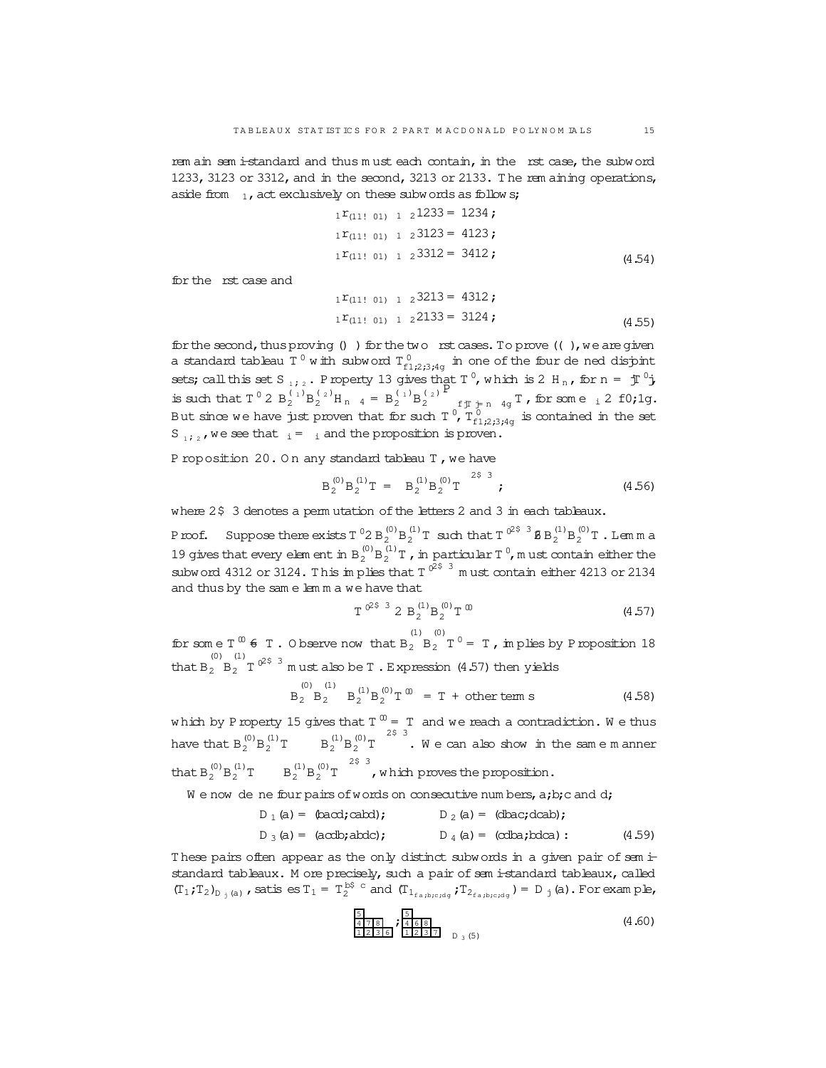remain semi-standard and thus must each contain, in the first case, the subword 1233, 3123 or 3312, and in the second, 3213 or 2133. The remaining operations, aside from $\sigma_1$, act exclusively on these subwords as follows;

$$
\begin{aligned}
{}_1\Gamma_{(11\to 01)}\,\sigma_1\sigma_2\,1233 &= 1234\,;\\
{}_1\Gamma_{(11\to 01)}\,\sigma_1\sigma_2\,3123 &= 4123\,;\\
{}_1\Gamma_{(11\to 01)}\,\sigma_1\sigma_2\,3312 &= 3412\,;
\end{aligned}
\tag{4.54}
$$

for the first case and

$$
\begin{aligned}
{}_1\Gamma_{(11\to 01)}\,\sigma_1\sigma_2\,3213 &= 4312\,;\\
{}_1\Gamma_{(11\to 01)}\,\sigma_1\sigma_2\,2133 &= 3124\,;
\end{aligned}
\tag{4.55}
$$

for the second, thus proving ($\Rightarrow$) for the two first cases. To prove ($\Leftarrow$), we are given a standard tableau $T^0$ with subword $T^0_{\{1,2,3,4\}}$ in one of the four defined disjoint sets; call this set $S_{\epsilon_1,\epsilon_2}$. Property 13 gives that $T^0$, which is $\in H_n$, for $n = |T^0|$, is such that $T^0 \in B_2^{(\epsilon_1)}B_2^{(\epsilon_2)}H_{n-4} = B_2^{(\epsilon_1)}B_2^{(\epsilon_2)}\sum_{f|T|=n-4g} T$, for some $\epsilon_i \in \{0,1\}$. But since we have just proven that for such $T^0$, $T^0_{\{1,2,3,4\}}$ is contained in the set $S_{\epsilon_1,\epsilon_2}$, we see that $\epsilon_i = \epsilon_i$ and the proposition is proven.

**Proposition 20.** On any standard tableau $T$, we have

$$
B_2^{(0)}B_2^{(1)}T = \left(B_2^{(1)}B_2^{(0)}T\right)^{2\leftrightarrow 3}\,;
\tag{4.56}
$$

where $2\leftrightarrow 3$ denotes a permutation of the letters 2 and 3 in each tableaux.

*Proof.* Suppose there exists $T^0 \in B_2^{(0)}B_2^{(1)}T$ such that $T^{0\,2\leftrightarrow 3} \notin B_2^{(1)}B_2^{(0)}T$. Lemma 19 gives that every element in $B_2^{(0)}B_2^{(1)}T$, in particular $T^0$, must contain either the subword 4312 or 3124. This implies that $T^{0\,2\leftrightarrow 3}$ must contain either 4213 or 2134 and thus by the same lemma we have that

$$
T^{0\,2\leftrightarrow 3} \in B_2^{(1)}B_2^{(0)}T^{00}
\tag{4.57}
$$

for some $T^{00} \neq T$. Observe now that $B_2^{(1)\,\perp}B_2^{(0)\,\perp}T^0 = T$, implies by Proposition 18 that $B_2^{(0)\,\perp}B_2^{(1)\,\perp}T^{0\,2\leftrightarrow 3}$ must also be $T$. Expression (4.57) then yields

$$
B_2^{(0)\,\perp}B_2^{(1)\,\perp}\left(B_2^{(1)}B_2^{(0)}T^{00}\right) = T + \text{other terms}
\tag{4.58}
$$

which by Property 15 gives that $T^{00} = T$ and we reach a contradiction. We thus have that $B_2^{(0)}B_2^{(1)}T \subseteq \left(B_2^{(1)}B_2^{(0)}T\right)^{2\leftrightarrow 3}$. We can also show in the same manner that $B_2^{(0)}B_2^{(1)}T \supseteq \left(B_2^{(1)}B_2^{(0)}T\right)^{2\leftrightarrow 3}$, which proves the proposition.

We now define four pairs of words on consecutive numbers, $a,b,c$ and $d$;

$$
\begin{aligned}
D_1(a) &= (bacd;cabd); & D_2(a) &= (dbac;dcab);\\
D_3(a) &= (acdb;abdc); & D_4(a) &= (cdba;bdca):
\end{aligned}
\tag{4.59}
$$

These pairs often appear as the only distinct subwords in a given pair of semi-standard tableaux. More precisely, such a pair of semi-standard tableaux, called $(T_1;T_2)_{D_j(a)}$, satisfies $T_1 = T_2^{b\leftrightarrow c}$ and $(T_{1_{\{a,b,c,d\}}};T_{2_{\{a,b,c,d\}}}) = D_j(a)$. For example,

$$
\left(
\begin{array}{l}
\boxed{5}\\
\boxed{4}\boxed{7}\boxed{8}\\
\boxed{1}\boxed{2}\boxed{3}\boxed{6}
\end{array}
;
\begin{array}{l}
\boxed{5}\\
\boxed{4}\boxed{6}\boxed{8}\\
\boxed{1}\boxed{2}\boxed{3}\boxed{7}
\end{array}
\right)_{D_3(5)}
\tag{4.60}
$$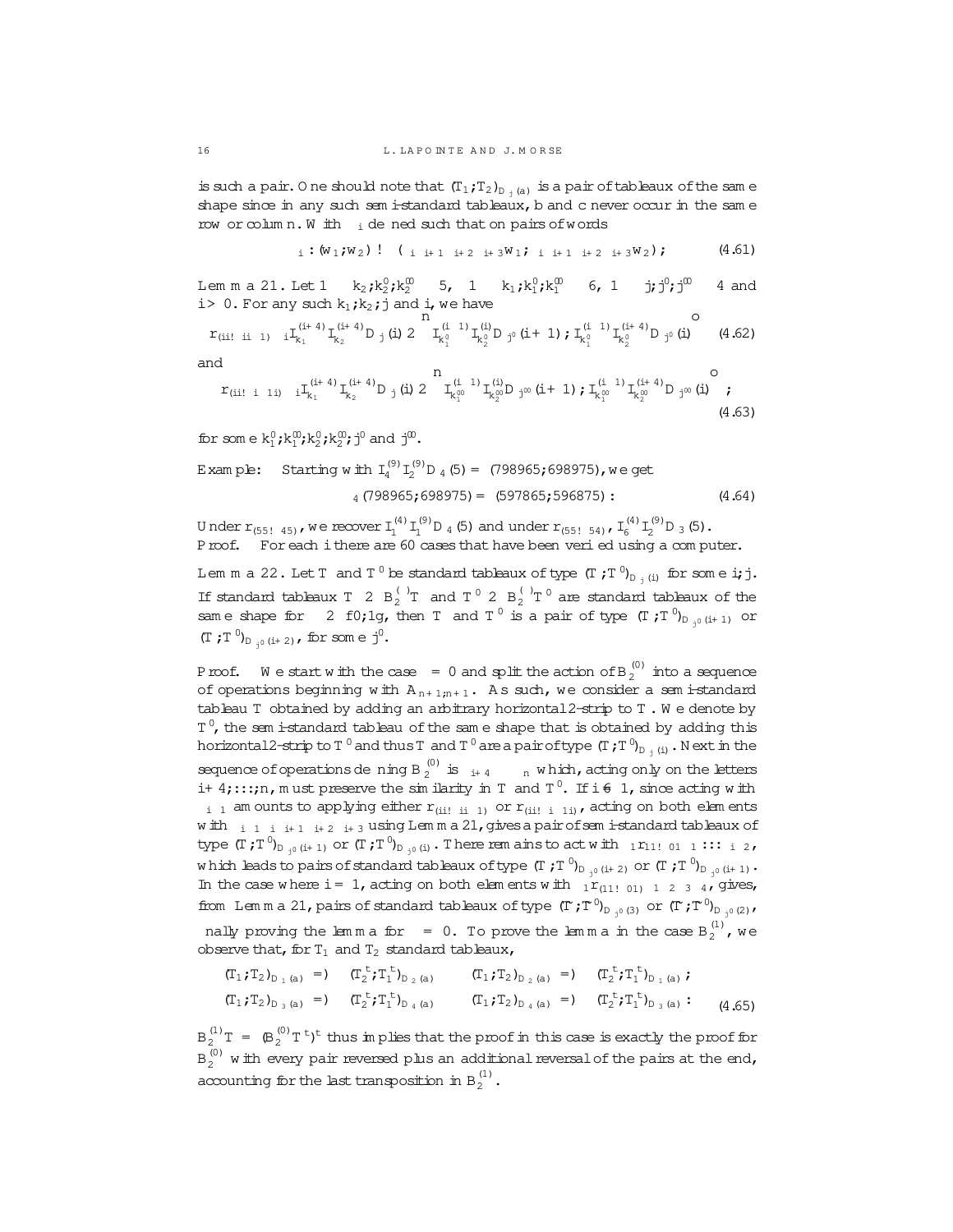is such a pair. One should note that $(T_1;T_2)_{D_j(a)}$ is a pair of tableaux of the same shape since in any such semi-standard tableaux, b and c never occur in the same row or column. With $\sigma_i$ defined such that on pairs of words

$$\sigma_i : (w_1;w_2) \to (\sigma_i\sigma_{i+1}\sigma_{i+2}\sigma_{i+3}w_1;\ \sigma_i\sigma_{i+1}\sigma_{i+2}\sigma_{i+3}w_2)\,; \qquad (4.61)$$

**Lemma 21.** Let $1 \le k_2;k_2';k_2'' \le 5$, $1 \le k_1;k_1';k_1'' \le 6$, $1 \le j;j';j'' \le 4$ and $i > 0$. For any such $k_1;k_2;j$ and $i$, we have

$$r_{(ii\to ii\,1)}\,\sigma_i I_{k_1}^{(i+4)} I_{k_2}^{(i+4)} D_j(i) \in \left\{ I_{k_1'}^{(i\,1)} I_{k_2'}^{(i)} D_{j'}(i+1)\,;\ I_{k_1'}^{(i\,1)} I_{k_2'}^{(i+4)} D_{j'}(i) \right\} \qquad (4.62)$$

and

$$r_{(ii\to i\,1i)}\,\sigma_i I_{k_1}^{(i+4)} I_{k_2}^{(i+4)} D_j(i) \in \left\{ I_{k_1''}^{(i\,1)} I_{k_2''}^{(i)} D_{j''}(i+1)\,;\ I_{k_1''}^{(i\,1)} I_{k_2''}^{(i+4)} D_{j''}(i) \right\}; \qquad (4.63)$$

for some $k_1';k_1'';k_2';k_2'';j'$ and $j''$.

Example: Starting with $I_4^{(9)} I_2^{(9)} D_4(5) = (798965;698975)$, we get

$$\sigma_4(798965;698975) = (597865;596875)\,: \qquad (4.64)$$

Under $r_{(55\to 45)}$, we recover $I_1^{(4)} I_1^{(9)} D_4(5)$ and under $r_{(55\to 54)}$, $I_6^{(4)} I_2^{(9)} D_3(5)$.

*Proof.* For each i there are 60 cases that have been verified using a computer.

**Lemma 22.** Let $T$ and $T'$ be standard tableaux of type $(T;T')_{D_j(i)}$ for some $i;j$. If standard tableaux $\mathcal{T} \in B_2^{(\epsilon)}T$ and $\mathcal{T}' \in B_2^{(\epsilon)}T'$ are standard tableaux of the same shape for $\epsilon \in \{0;1\}$, then $\mathcal{T}$ and $\mathcal{T}'$ is a pair of type $(T;T')_{D_{j'}(i+1)}$ or $(T;T')_{D_{j'}(i+2)}$, for some $j'$.

*Proof.* We start with the case $\epsilon = 0$ and split the action of $B_2^{(0)}$ into a sequence of operations beginning with $A_{n+1;n+1}$. As such, we consider a semi-standard tableau $\mathcal{T}$ obtained by adding an arbitrary horizontal 2-strip to $T$. We denote by $\mathcal{T}'$, the semi-standard tableau of the same shape that is obtained by adding this horizontal 2-strip to $T'$ and thus $\mathcal{T}$ and $\mathcal{T}'$ are a pair of type $(T;T')_{D_j(i)}$. Next in the sequence of operations defining $B_2^{(0)}$ is $\sigma_{i+4}\cdots\sigma_n$ which, acting only on the letters $i+4;\ldots;n$, must preserve the similarity in $\mathcal{T}$ and $\mathcal{T}'$. If $i \ne 1$, since acting with $\sigma_{i\,1}$ amounts to applying either $r_{(ii\to ii\,1)}$ or $r_{(ii\to i\,1i)}$, acting on both elements with $\sigma_{i\,1}\sigma_i\sigma_{i+1}\sigma_{i+2}\sigma_{i+3}$ using Lemma 21, gives a pair of semi-standard tableaux of type $(T;T')_{D_{j'}(i+1)}$ or $(T;T')_{D_{j'}(i)}$. There remains to act with $\sigma_1 r_{11\to 01}\sigma_1 \cdots \sigma_{i\,2}$, which leads to pairs of standard tableaux of type $(T;T')_{D_{j'}(i+2)}$ or $(T;T')_{D_{j'}(i+1)}$. In the case where $i = 1$, acting on both elements with $\sigma_1 r_{(11\to 01)}\sigma_1\sigma_2\sigma_3\sigma_4$, gives, from Lemma 21, pairs of standard tableaux of type $(\tilde{T};\tilde{T}')_{D_{j'}(3)}$ or $(\tilde{T};\tilde{T}')_{D_{j'}(2)}$, finally proving the lemma for $\epsilon = 0$. To prove the lemma in the case $B_2^{(1)}$, we observe that, for $T_1$ and $T_2$ standard tableaux,

$$\begin{aligned}
(T_1;T_2)_{D_1(a)} &\Rightarrow (T_2^t;T_1^t)_{D_2(a)} \qquad & (T_1;T_2)_{D_2(a)} &\Rightarrow (T_2^t;T_1^t)_{D_1(a)}\,;\\
(T_1;T_2)_{D_3(a)} &\Rightarrow (T_2^t;T_1^t)_{D_4(a)} \qquad & (T_1;T_2)_{D_4(a)} &\Rightarrow (T_2^t;T_1^t)_{D_3(a)}\,:
\end{aligned} \qquad (4.65)$$

$B_2^{(1)}T = (B_2^{(0)}T^t)^t$ thus implies that the proof in this case is exactly the proof for $B_2^{(0)}$ with every pair reversed plus an additional reversal of the pairs at the end, accounting for the last transposition in $B_2^{(1)}$.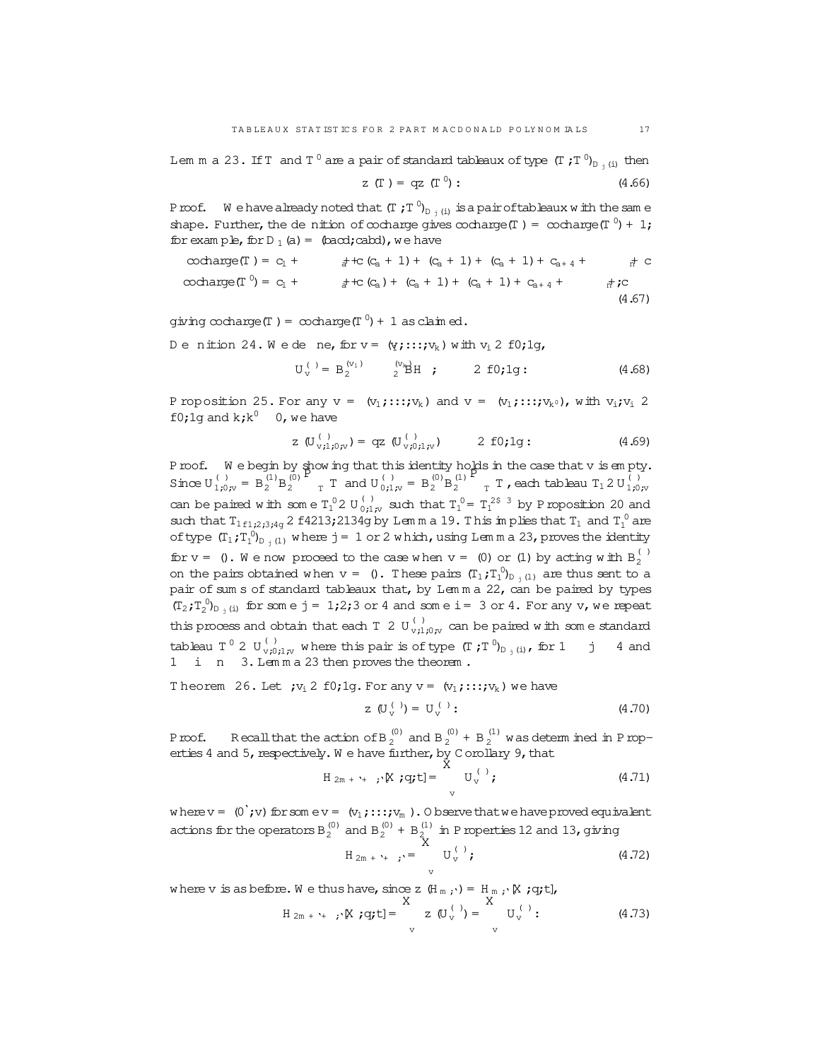**Lemma 23.** If $T$ and $T'$ are a pair of standard tableaux of type $(T;T')_{D_j(i)}$ then

$$z(T) = qz(T'). \tag{4.66}$$

*Proof.* We have already noted that $(T;T')_{D_j(i)}$ is a pair of tableaux with the same shape. Further, the definition of cocharge gives cocharge$(T)$ = cocharge$(T')+1$; for example, for $D_1(a) = (bacd;cabd)$, we have

$$\begin{aligned}
\text{cocharge}(T) &= c_1 + \cdots + c_{a-1} + (c_a+1) + (c_a+1) + (c_a+1) + c_{a+4} + \cdots + c_n \\
\text{cocharge}(T') &= c_1 + \cdots + c_{a-1} + (c_a) + (c_a+1) + (c_a+1) + c_{a+4} + \cdots + c_n ;
\end{aligned} \tag{4.67}$$

giving cocharge$(T)$ = cocharge$(T')+1$ as claimed.

**Definition 24.** We define, for $v = (v_1;\ldots;v_k)$ with $v_i \in \{0;1\}$,

$$U_v^{(\ell)} = B_2^{(v_1)} \cdots B_2^{(v_k)} H_\ell ; \qquad \ell \in \{0;1\}. \tag{4.68}$$

**Proposition 25.** For any $v = (v_1;\ldots;v_k)$ and $v' = (v'_1;\ldots;v'_{k'})$, with $v_i;v'_i \in \{0;1\}$ and $k;k' \geq 0$, we have

$$z(U^{(\ell)}_{v;1;0;v'}) = qz(U^{(\ell)}_{v;0;1;v'}) \qquad \ell \in \{0;1\}. \tag{4.69}$$

*Proof.* We begin by showing that this identity holds in the case that $v$ is empty. Since $U^{(\ell)}_{1;0;v'} = B_2^{(1)}B_2^{(0)}\sum_T T$ and $U^{(\ell)}_{0;1;v'} = B_2^{(0)}B_2^{(1)}\sum_T T$, each tableau $T_1 \in U^{(\ell)}_{1;0;v'}$ can be paired with some $T_1' \in U^{(\ell)}_{0;1;v'}$ such that $T_1' = T_1^{2\leftrightarrow 3}$ by Proposition 20 and such that $T_{1\{1;2;3;4\}} \in \{4213;2134\}$ by Lemma 19. This implies that $T_1$ and $T_1'$ are of type $(T_1;T_1')_{D_j(1)}$ where $j = 1$ or $2$ which, using Lemma 23, proves the identity for $v = ()$. We now proceed to the case when $v = (0)$ or $(1)$ by acting with $B_2^{(\cdot)}$ on the pairs obtained when $v = ()$. These pairs $(T_1;T_1')_{D_j(1)}$ are thus sent to a pair of sums of standard tableaux that, by Lemma 22, can be paired by types $(T_2;T_2')_{D_j(i)}$ for some $j = 1;2;3$ or $4$ and some $i = 3$ or $4$. For any $v$, we repeat this process and obtain that each $T \in U^{(\ell)}_{v;1;0;v'}$ can be paired with some standard tableau $T' \in U^{(\ell)}_{v;0;1;v'}$ where this pair is of type $(T;T')_{D_j(i)}$, for $1 \leq j \leq 4$ and $1 \leq i \leq n-3$. Lemma 23 then proves the theorem.

**Theorem 26.** Let $\ell;v_i \in \{0;1\}$. For any $v = (v_1;\ldots;v_k)$ we have

$$z(U_v^{(\ell)}) = U_v^{(\ell)}. \tag{4.70}$$

*Proof.* Recall that the action of $B_2^{(0)}$ and $B_2^{(0)}+B_2^{(1)}$ was determined in Properties 4 and 5, respectively. We have further, by Corollary 9, that

$$H_{2m+\ell+s;s}[X;q;t] = \sum_v U_v^{(\ell)}; \tag{4.71}$$

where $v = (0^s;v)$ for some $v = (v_1;\ldots;v_m)$. Observe that we have proved equivalent actions for the operators $B_2^{(0)}$ and $B_2^{(0)}+B_2^{(1)}$ in Properties 12 and 13, giving

$$H_{2m+\ell+s;s} = \sum_v U_v^{(\ell)}; \tag{4.72}$$

where $v$ is as before. We thus have, since $z(H_{m;s}) = H_{m;s}[X;q;t]$,

$$H_{2m+\ell+s;s}[X;q;t] = \sum_v z(U_v^{(\ell)}) = \sum_v U_v^{(\ell)}. \tag{4.73}$$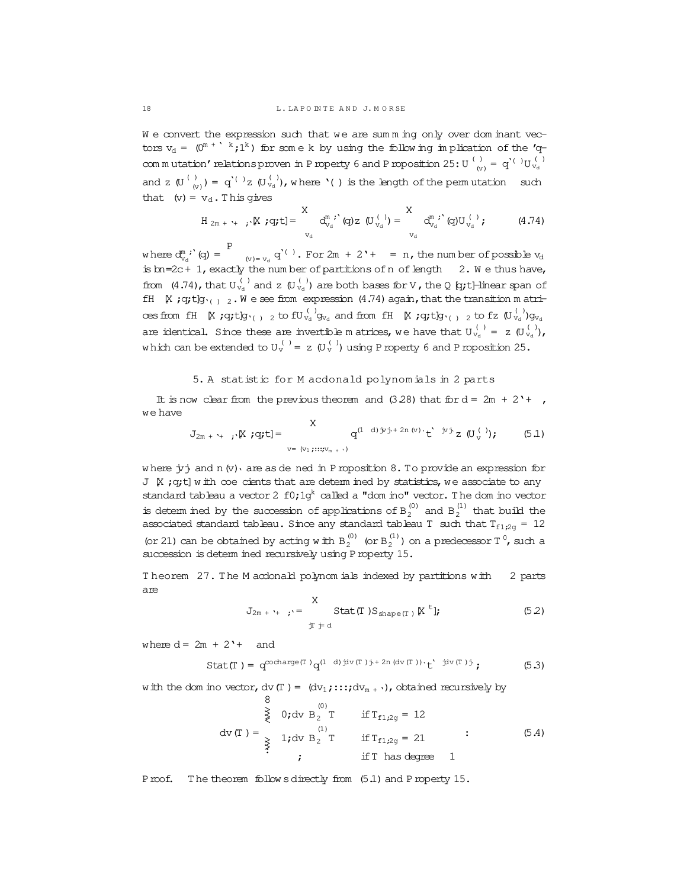We convert the expression such that we are summing only over dominant vectors $v_d = (0^{m+\ell-k}, 1^k)$ for some $k$ by using the following implication of the '$q$-commutation' relations proven in Property 6 and Proposition 25: $U^{(\lambda)}_{\sigma(v)} = q^{\ell(\sigma)} U^{(\lambda)}_{v_d}$ and $\omega z(U^{(\lambda)}_{\sigma(v)}) = q^{\ell(\sigma)} \omega z(U^{(\lambda)}_{v_d})$, where $\ell(\sigma)$ is the length of the permutation $\sigma$ such that $\sigma(v) = v_d$. This gives

$$H_{2m+\ell+\lambda,\ell}[X;q;t] = \sum_{v_d} d^{m,\ell}_{v_d}(q)\, \omega z(U^{(\lambda)}_{v_d}) = \sum_{v_d} d^{m,\ell}_{v_d}(q) U^{(\lambda)}_{v_d}\,; \tag{4.74}$$

where $d^{m,\ell}_{v_d}(q) = \sum_{\sigma(v)=v_d} q^{\ell(\sigma)}$. For $2m + 2\ell + \lambda = n$, the number of possible $v_d$ is $\lfloor n/2 \rfloor c + 1$, exactly the number of partitions of $n$ of length $\leq 2$. We thus have, from (4.74), that $U^{(\lambda)}_{v_d}$ and $\omega z(U^{(\lambda)}_{v_d})$ are both bases for $V$, the $\mathbb{Q}[q,t]$-linear span of $\{H_\mu[X;q;t]\}_{\ell(\mu)\leq 2}$. We see from expression (4.74) again, that the transition matrices from $\{H_\mu[X;q;t]\}_{\ell(\mu)\leq 2}$ to $\{U^{(\lambda)}_{v_d}\}_{v_d}$ and from $\{H_\mu[X;q;t]\}_{\ell(\mu)\leq 2}$ to $\{\omega z(U^{(\lambda)}_{v_d})\}_{v_d}$ are identical. Since these are invertible matrices, we have that $U^{(\lambda)}_{v_d} = \omega z(U^{(\lambda)}_{v_d})$, which can be extended to $U^{(\lambda)}_v = \omega z(U^{(\lambda)}_v)$ using Property 6 and Proposition 25.

## 5. A statistic for Macdonald polynomials in 2 parts

It is now clear from the previous theorem and (3.28) that for $d = 2m + 2\ell + \lambda$, we have

$$J_{2m+\ell+\lambda,\ell}[X;q;t] = \sum_{v=(v_1,\dots,v_{m+\ell})} q^{(1-d)|v|+2n(v)_\ell} t^{\ell-|v|} \omega z(U^{(\lambda)}_v)\,; \tag{5.1}$$

where $|v|$ and $n(v)_\ell$ are as defined in Proposition 8. To provide an expression for $J_\mu[X;q;t]$ with coefficients that are determined by statistics, we associate to any standard tableau a vector $\in \{0,1\}^k$ called a "domino" vector. The domino vector is determined by the succession of applications of $B_2^{(0)}$ and $B_2^{(1)}$ that build the associated standard tableau. Since any standard tableau $T$ such that $T_{\{1,2\}} = 12$ (or 21) can be obtained by acting with $B_2^{(0)}$ (or $B_2^{(1)}$) on a predecessor $T^0$, such a succession is determined recursively using Property 15.

**Theorem 27.** *The Macdonald polynomials indexed by partitions with $\leq 2$ parts are*

$$J_{2m+\ell+\lambda,\ell} = \sum_{|T|=d} \mathrm{Stat}(T) S_{\mathrm{shape}(T)}[X^t]\,; \tag{5.2}$$

*where $d = 2m + 2\ell + \lambda$ and*

$$\mathrm{Stat}(T) = q^{\mathrm{cocharge}(T)} q^{(1-d)|dv(T)|+2n(dv(T))_\ell} t^{\ell-|dv(T)|}\,; \tag{5.3}$$

*with the domino vector, $dv(T) = (dv_1,\dots,dv_{m+\ell})$, obtained recursively by*

$$dv(T) = \begin{cases} 0, dv\, B_2^{(0)} T & \text{if } T_{\{1,2\}} = 12 \\ 1, dv\, B_2^{(1)} T & \text{if } T_{\{1,2\}} = 21 \\ \emptyset & \text{if } T \text{ has degree} \leq 1 \end{cases}\,. \tag{5.4}$$

*Proof.* The theorem follows directly from (5.1) and Property 15.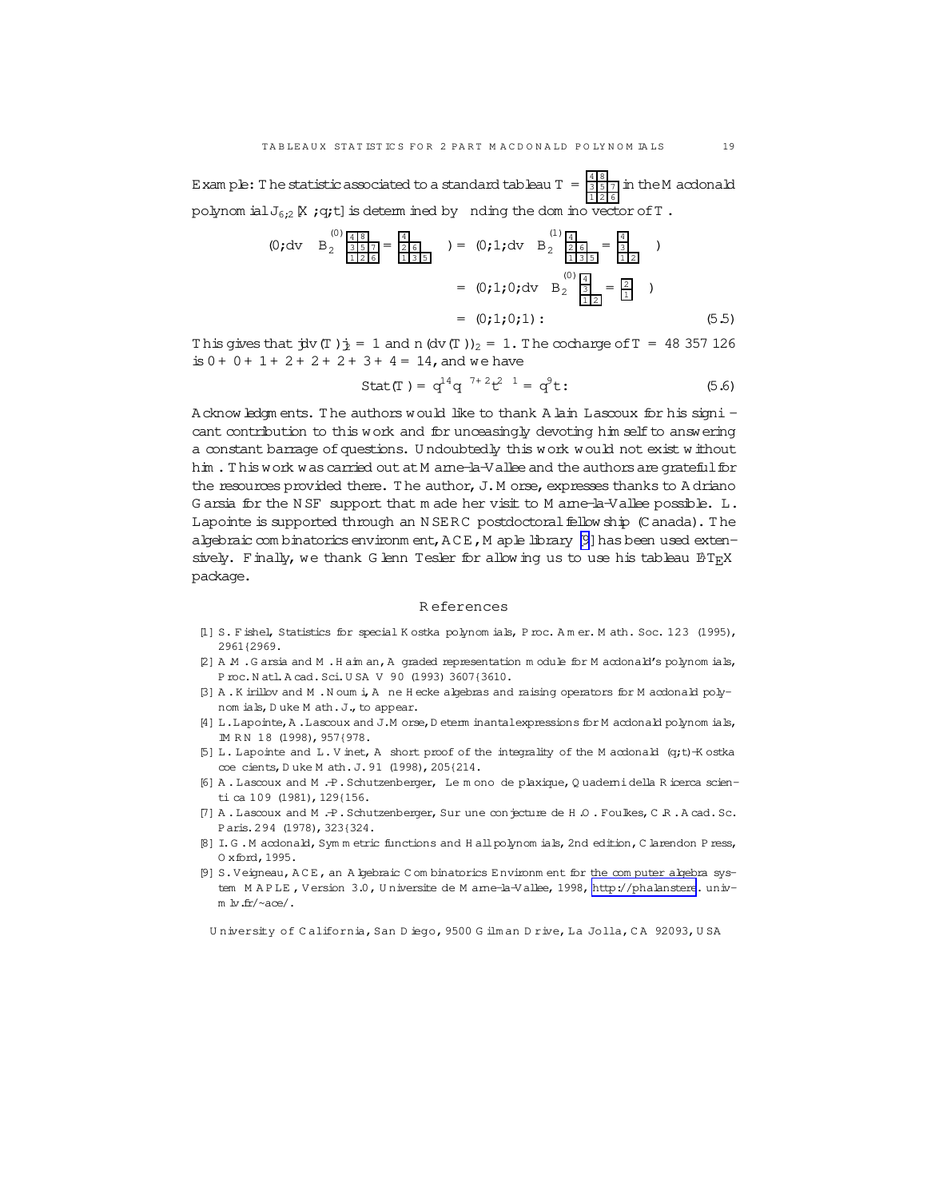Example: The statistic associated to a standard tableau $T = \begin{smallmatrix} 4 & 8 & \\ 3 & 5 & 7 \\ 1 & 2 & 6 \end{smallmatrix}$ in the Macdonald polynomial $J_{6;2}[X;q;t]$ is determined by finding the domino vector of $T$.

$$
\begin{aligned}
\left(0; dv\left(B_2^{(0)} \begin{smallmatrix} 4 & 8 & \\ 3 & 5 & 7 \\ 1 & 2 & 6 \end{smallmatrix} = \begin{smallmatrix} 4 & & \\ 2 & 6 & \\ 1 & 3 & 5 \end{smallmatrix}\right)\right) &= \left(0;1; dv\left(B_2^{(1)} \begin{smallmatrix} 4 & & \\ 2 & 6 & \\ 1 & 3 & 5 \end{smallmatrix} = \begin{smallmatrix} 4 & \\ 3 & \\ 1 & 2 \end{smallmatrix}\right)\right) \\
&= \left(0;1;0; dv\left(B_2^{(0)} \begin{smallmatrix} 4 & \\ 3 & \\ 1 & 2 \end{smallmatrix} = \begin{smallmatrix} 2 \\ 1 \end{smallmatrix}\right)\right) \\
&= (0;1;0;1): \qquad (5.5)
\end{aligned}
$$

This gives that $|dv(T)|_2 = 1$ and $n(dv(T))_2 = 1$. The cocharge of $T = 48\ 357\ 126$ is $0+0+1+2+2+2+3+4 = 14$, and we have

$$
\mathrm{Stat}(T) = q^{14} q^{-7+2} t^{2-1} = q^9 t: \qquad (5.6)
$$

Acknowledgments. The authors would like to thank Alain Lascoux for his significant contribution to this work and for unceasingly devoting himself to answering a constant barrage of questions. Undoubtedly this work would not exist without him. This work was carried out at Marne-la-Vallee and the authors are grateful for the resources provided there. The author, J. Morse, expresses thanks to Adriano Garsia for the NSF support that made her visit to Marne-la-Vallee possible. L. Lapointe is supported through an NSERC postdoctoral fellowship (Canada). The algebraic combinatorics environment, ACE, Maple library [9] has been used extensively. Finally, we thank Glenn Tesler for allowing us to use his tableau LaTeX package.

## References

[1] S. Fishel, Statistics for special Kostka polynomials, Proc. Amer. Math. Soc. 123 (1995), 2961–2969.

[2] A.M. Garsia and M. Haiman, A graded representation module for Macdonald's polynomials, Proc. Natl. Acad. Sci. USA V 90 (1993) 3607–3610.

[3] A. Kirillov and M. Noumi, Affine Hecke algebras and raising operators for Macdonald polynomials, Duke Math. J., to appear.

[4] L. Lapointe, A. Lascoux and J. Morse, Determinantal expressions for Macdonald polynomials, IMRN 18 (1998), 957–978.

[5] L. Lapointe and L. Vinet, A short proof of the integrality of the Macdonald $(q;t)$-Kostka coefficients, Duke Math. J. 91 (1998), 205–214.

[6] A. Lascoux and M.-P. Schutzenberger, Le monoide plaxique, Quaderni della Ricerca scientifica 109 (1981), 129–156.

[7] A. Lascoux and M.-P. Schutzenberger, Sur une conjecture de H.O. Foulkes, C.R. Acad. Sc. Paris. 294 (1978), 323–324.

[8] I. G. Macdonald, Symmetric functions and Hall polynomials, 2nd edition, Clarendon Press, Oxford, 1995.

[9] S. Veigneau, ACE, an Algebraic Combinatorics Environment for the computer algebra system MAPLE, Version 3.0, Universite de Marne-la-Vallee, 1998, http://phalanstere.univ-mlv.fr/~ace/.

University of California, San Diego, 9500 Gilman Drive, La Jolla, CA 92093, USA